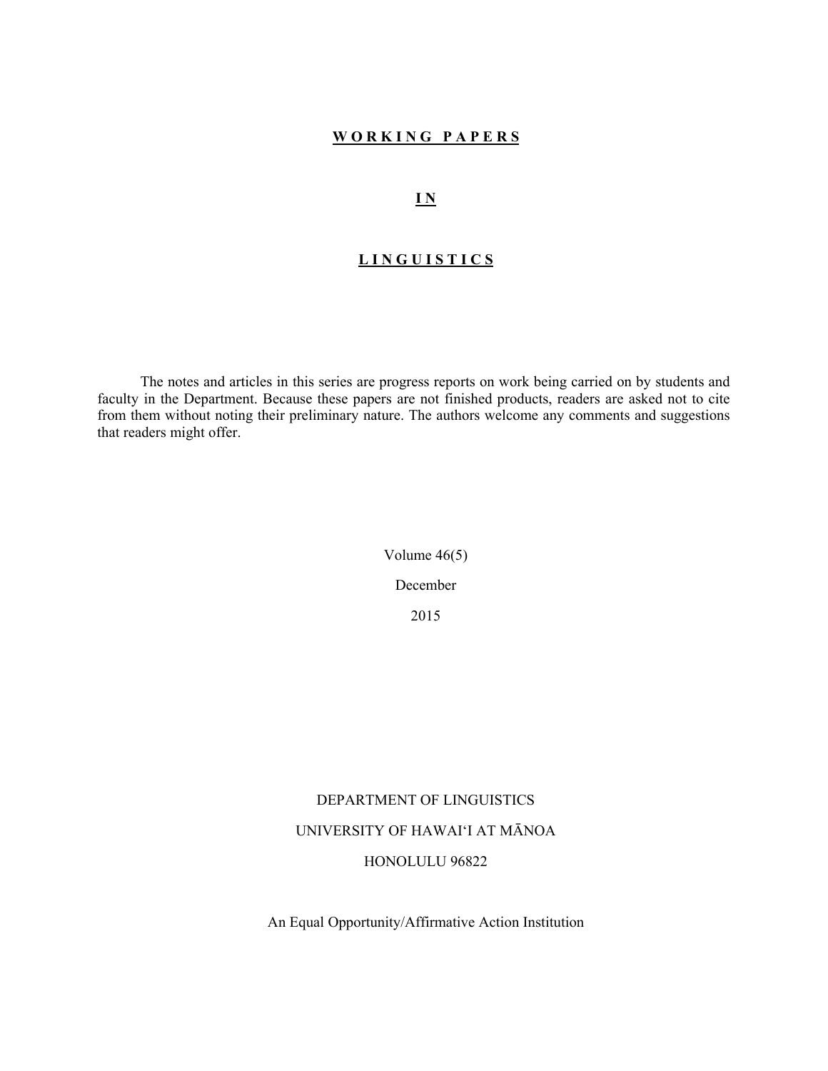# W O R K I N G   P A P E R S

# I N

# L I N G U I S T I C S

The notes and articles in this series are progress reports on work being carried on by students and faculty in the Department. Because these papers are not finished products, readers are asked not to cite from them without noting their preliminary nature. The authors welcome any comments and suggestions that readers might offer.

Volume 46(5)

December

2015

DEPARTMENT OF LINGUISTICS

UNIVERSITY OF HAWAIʻI AT MĀNOA

HONOLULU 96822

An Equal Opportunity/Affirmative Action Institution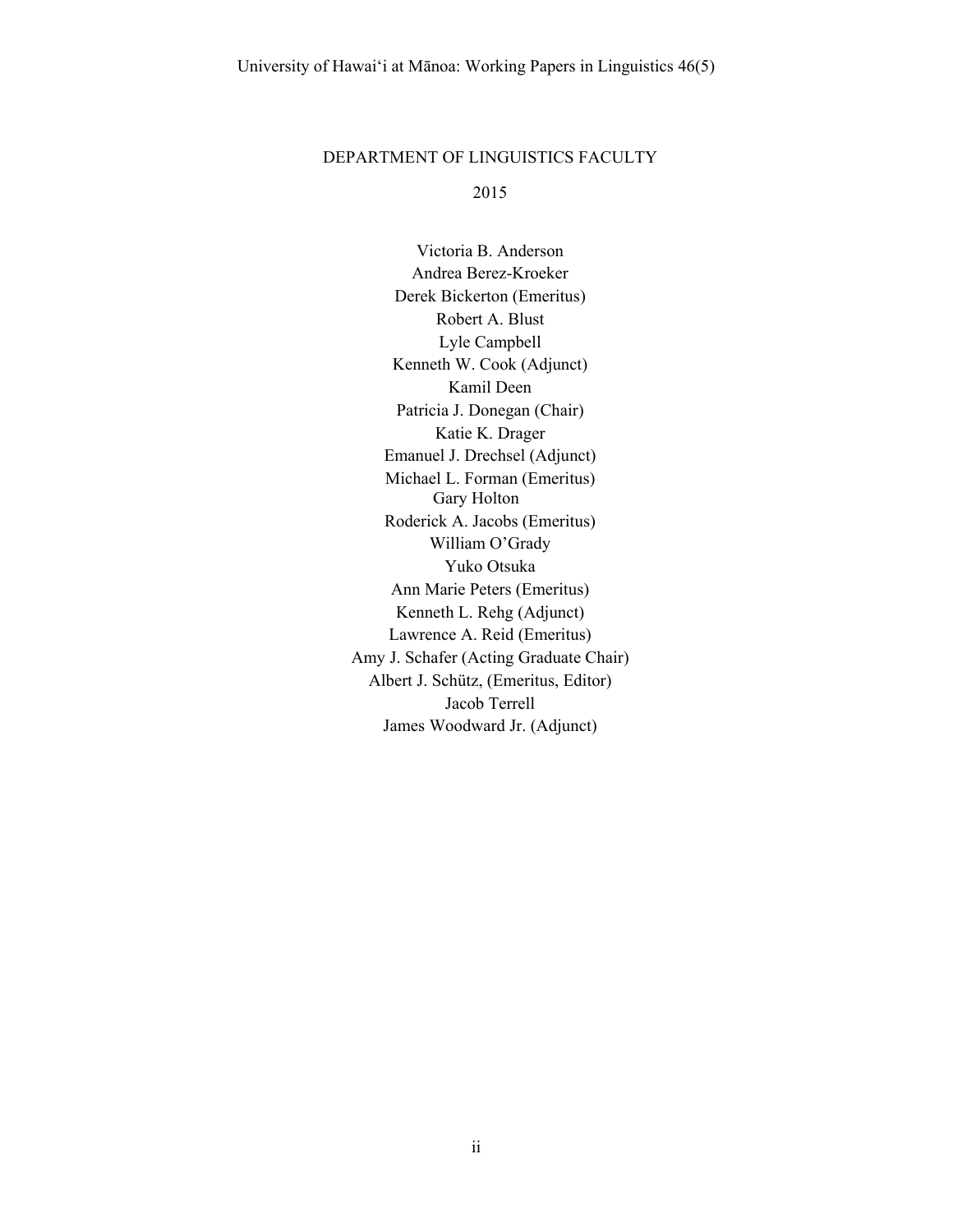# DEPARTMENT OF LINGUISTICS FACULTY

## 2015

Victoria B. Anderson  
Andrea Berez-Kroeker  
Derek Bickerton (Emeritus)  
Robert A. Blust  
Lyle Campbell  
Kenneth W. Cook (Adjunct)  
Kamil Deen  
Patricia J. Donegan (Chair)  
Katie K. Drager  
Emanuel J. Drechsel (Adjunct)  
Michael L. Forman (Emeritus)  
Gary Holton  
Roderick A. Jacobs (Emeritus)  
William O'Grady  
Yuko Otsuka  
Ann Marie Peters (Emeritus)  
Kenneth L. Rehg (Adjunct)  
Lawrence A. Reid (Emeritus)  
Amy J. Schafer (Acting Graduate Chair)  
Albert J. Schütz, (Emeritus, Editor)  
Jacob Terrell  
James Woodward Jr. (Adjunct)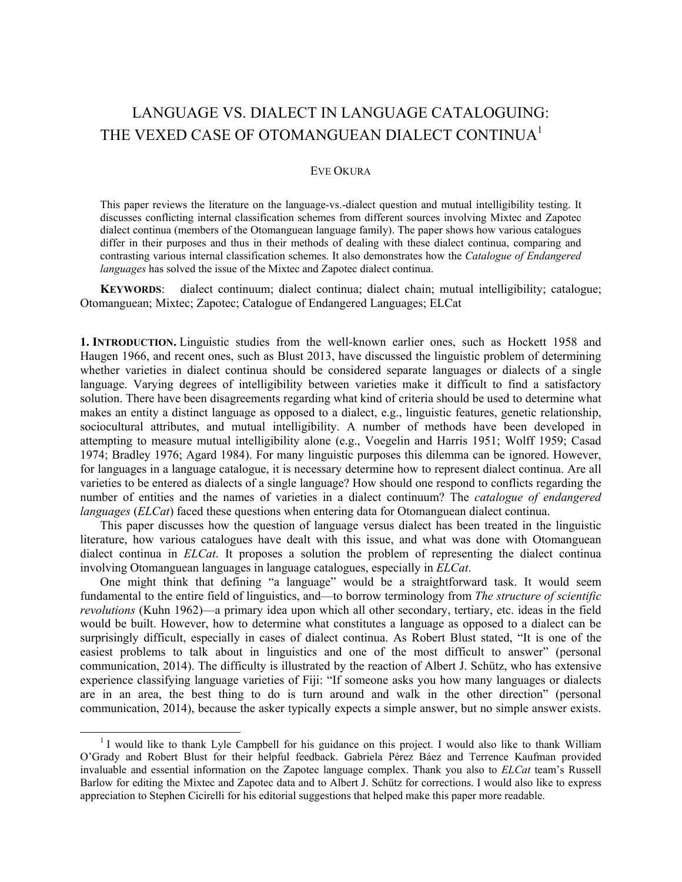# LANGUAGE VS. DIALECT IN LANGUAGE CATALOGUING: THE VEXED CASE OF OTOMANGUEAN DIALECT CONTINUA[1]

EVE OKURA

This paper reviews the literature on the language-vs.-dialect question and mutual intelligibility testing. It discusses conflicting internal classification schemes from different sources involving Mixtec and Zapotec dialect continua (members of the Otomanguean language family). The paper shows how various catalogues differ in their purposes and thus in their methods of dealing with these dialect continua, comparing and contrasting various internal classification schemes. It also demonstrates how the *Catalogue of Endangered languages* has solved the issue of the Mixtec and Zapotec dialect continua.

**KEYWORDS**: dialect continuum; dialect continua; dialect chain; mutual intelligibility; catalogue; Otomanguean; Mixtec; Zapotec; Catalogue of Endangered Languages; ELCat

**1. INTRODUCTION.** Linguistic studies from the well-known earlier ones, such as Hockett 1958 and Haugen 1966, and recent ones, such as Blust 2013, have discussed the linguistic problem of determining whether varieties in dialect continua should be considered separate languages or dialects of a single language. Varying degrees of intelligibility between varieties make it difficult to find a satisfactory solution. There have been disagreements regarding what kind of criteria should be used to determine what makes an entity a distinct language as opposed to a dialect, e.g., linguistic features, genetic relationship, sociocultural attributes, and mutual intelligibility. A number of methods have been developed in attempting to measure mutual intelligibility alone (e.g., Voegelin and Harris 1951; Wolff 1959; Casad 1974; Bradley 1976; Agard 1984). For many linguistic purposes this dilemma can be ignored. However, for languages in a language catalogue, it is necessary determine how to represent dialect continua. Are all varieties to be entered as dialects of a single language? How should one respond to conflicts regarding the number of entities and the names of varieties in a dialect continuum? The *catalogue of endangered languages* (*ELCat*) faced these questions when entering data for Otomanguean dialect continua.

This paper discusses how the question of language versus dialect has been treated in the linguistic literature, how various catalogues have dealt with this issue, and what was done with Otomanguean dialect continua in *ELCat*. It proposes a solution the problem of representing the dialect continua involving Otomanguean languages in language catalogues, especially in *ELCat*.

One might think that defining "a language" would be a straightforward task. It would seem fundamental to the entire field of linguistics, and—to borrow terminology from *The structure of scientific revolutions* (Kuhn 1962)—a primary idea upon which all other secondary, tertiary, etc. ideas in the field would be built. However, how to determine what constitutes a language as opposed to a dialect can be surprisingly difficult, especially in cases of dialect continua. As Robert Blust stated, "It is one of the easiest problems to talk about in linguistics and one of the most difficult to answer" (personal communication, 2014). The difficulty is illustrated by the reaction of Albert J. Schütz, who has extensive experience classifying language varieties of Fiji: "If someone asks you how many languages or dialects are in an area, the best thing to do is turn around and walk in the other direction" (personal communication, 2014), because the asker typically expects a simple answer, but no simple answer exists.

[1] I would like to thank Lyle Campbell for his guidance on this project. I would also like to thank William O'Grady and Robert Blust for their helpful feedback. Gabriela Pérez Báez and Terrence Kaufman provided invaluable and essential information on the Zapotec language complex. Thank you also to *ELCat* team's Russell Barlow for editing the Mixtec and Zapotec data and to Albert J. Schütz for corrections. I would also like to express appreciation to Stephen Cicirelli for his editorial suggestions that helped make this paper more readable.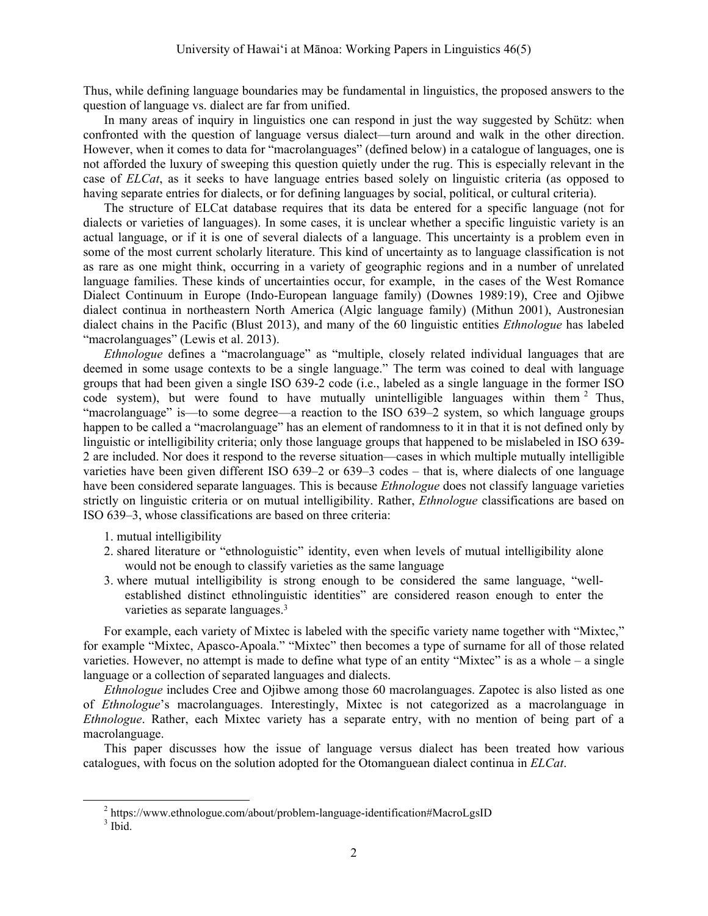Thus, while defining language boundaries may be fundamental in linguistics, the proposed answers to the question of language vs. dialect are far from unified.

In many areas of inquiry in linguistics one can respond in just the way suggested by Schütz: when confronted with the question of language versus dialect—turn around and walk in the other direction. However, when it comes to data for "macrolanguages" (defined below) in a catalogue of languages, one is not afforded the luxury of sweeping this question quietly under the rug. This is especially relevant in the case of *ELCat*, as it seeks to have language entries based solely on linguistic criteria (as opposed to having separate entries for dialects, or for defining languages by social, political, or cultural criteria).

The structure of ELCat database requires that its data be entered for a specific language (not for dialects or varieties of languages). In some cases, it is unclear whether a specific linguistic variety is an actual language, or if it is one of several dialects of a language. This uncertainty is a problem even in some of the most current scholarly literature. This kind of uncertainty as to language classification is not as rare as one might think, occurring in a variety of geographic regions and in a number of unrelated language families. These kinds of uncertainties occur, for example, in the cases of the West Romance Dialect Continuum in Europe (Indo-European language family) (Downes 1989:19), Cree and Ojibwe dialect continua in northeastern North America (Algic language family) (Mithun 2001), Austronesian dialect chains in the Pacific (Blust 2013), and many of the 60 linguistic entities *Ethnologue* has labeled "macrolanguages" (Lewis et al. 2013).

*Ethnologue* defines a "macrolanguage" as "multiple, closely related individual languages that are deemed in some usage contexts to be a single language." The term was coined to deal with language groups that had been given a single ISO 639-2 code (i.e., labeled as a single language in the former ISO code system), but were found to have mutually unintelligible languages within them [2] Thus, "macrolanguage" is—to some degree—a reaction to the ISO 639–2 system, so which language groups happen to be called a "macrolanguage" has an element of randomness to it in that it is not defined only by linguistic or intelligibility criteria; only those language groups that happened to be mislabeled in ISO 639-2 are included. Nor does it respond to the reverse situation—cases in which multiple mutually intelligible varieties have been given different ISO 639–2 or 639–3 codes – that is, where dialects of one language have been considered separate languages. This is because *Ethnologue* does not classify language varieties strictly on linguistic criteria or on mutual intelligibility. Rather, *Ethnologue* classifications are based on ISO 639–3, whose classifications are based on three criteria:

1. mutual intelligibility
2. shared literature or "ethnologuistic" identity, even when levels of mutual intelligibility alone would not be enough to classify varieties as the same language
3. where mutual intelligibility is strong enough to be considered the same language, "well-established distinct ethnolinguistic identities" are considered reason enough to enter the varieties as separate languages.[3]

For example, each variety of Mixtec is labeled with the specific variety name together with "Mixtec," for example "Mixtec, Apasco-Apoala." "Mixtec" then becomes a type of surname for all of those related varieties. However, no attempt is made to define what type of an entity "Mixtec" is as a whole – a single language or a collection of separated languages and dialects.

*Ethnologue* includes Cree and Ojibwe among those 60 macrolanguages. Zapotec is also listed as one of *Ethnologue*'s macrolanguages. Interestingly, Mixtec is not categorized as a macrolanguage in *Ethnologue*. Rather, each Mixtec variety has a separate entry, with no mention of being part of a macrolanguage.

This paper discusses how the issue of language versus dialect has been treated how various catalogues, with focus on the solution adopted for the Otomanguean dialect continua in *ELCat*.

---

[2] https://www.ethnologue.com/about/problem-language-identification#MacroLgsID

[3] Ibid.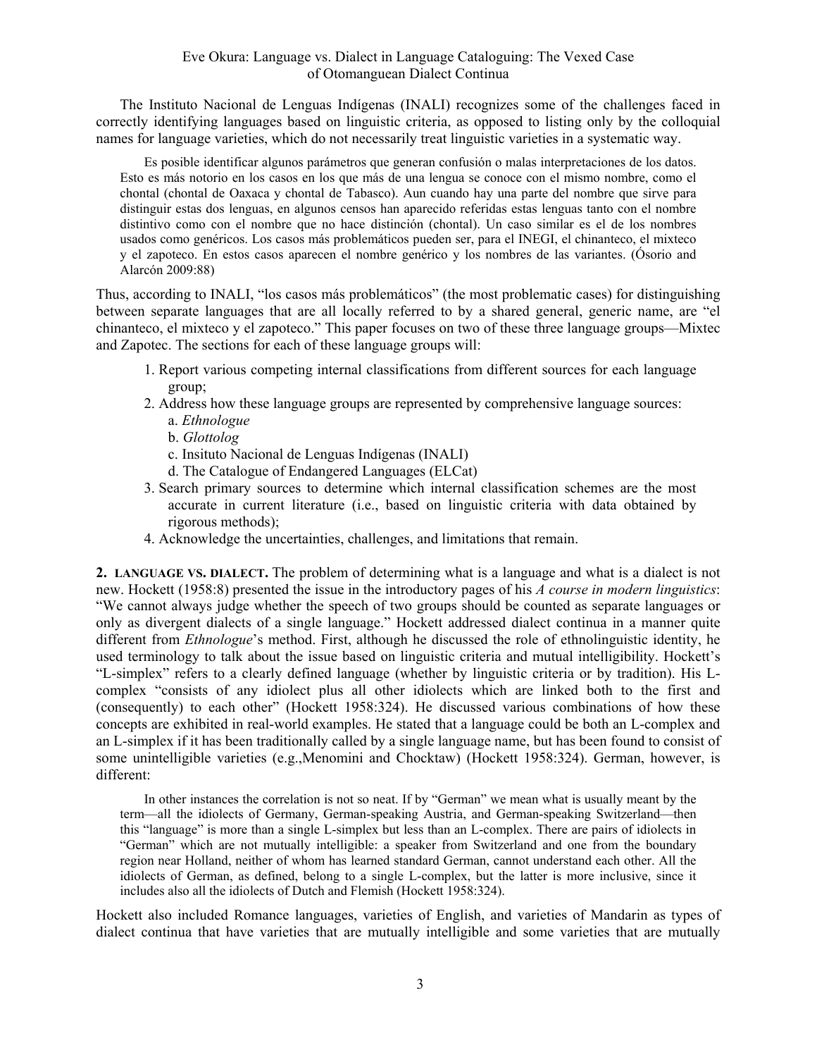The Instituto Nacional de Lenguas Indígenas (INALI) recognizes some of the challenges faced in correctly identifying languages based on linguistic criteria, as opposed to listing only by the colloquial names for language varieties, which do not necessarily treat linguistic varieties in a systematic way.

> Es posible identificar algunos parámetros que generan confusión o malas interpretaciones de los datos. Esto es más notorio en los casos en los que más de una lengua se conoce con el mismo nombre, como el chontal (chontal de Oaxaca y chontal de Tabasco). Aun cuando hay una parte del nombre que sirve para distinguir estas dos lenguas, en algunos censos han aparecido referidas estas lenguas tanto con el nombre distintivo como con el nombre que no hace distinción (chontal). Un caso similar es el de los nombres usados como genéricos. Los casos más problemáticos pueden ser, para el INEGI, el chinanteco, el mixteco y el zapoteco. En estos casos aparecen el nombre genérico y los nombres de las variantes. (Ósorio and Alarcón 2009:88)

Thus, according to INALI, "los casos más problemáticos" (the most problematic cases) for distinguishing between separate languages that are all locally referred to by a shared general, generic name, are "el chinanteco, el mixteco y el zapoteco." This paper focuses on two of these three language groups—Mixtec and Zapotec. The sections for each of these language groups will:

1. Report various competing internal classifications from different sources for each language group;
2. Address how these language groups are represented by comprehensive language sources:
   a. *Ethnologue*
   b. *Glottolog*
   c. Insituto Nacional de Lenguas Indígenas (INALI)
   d. The Catalogue of Endangered Languages (ELCat)
3. Search primary sources to determine which internal classification schemes are the most accurate in current literature (i.e., based on linguistic criteria with data obtained by rigorous methods);
4. Acknowledge the uncertainties, challenges, and limitations that remain.

**2. LANGUAGE VS. DIALECT.** The problem of determining what is a language and what is a dialect is not new. Hockett (1958:8) presented the issue in the introductory pages of his *A course in modern linguistics*: "We cannot always judge whether the speech of two groups should be counted as separate languages or only as divergent dialects of a single language." Hockett addressed dialect continua in a manner quite different from *Ethnologue*'s method. First, although he discussed the role of ethnolinguistic identity, he used terminology to talk about the issue based on linguistic criteria and mutual intelligibility. Hockett's "L-simplex" refers to a clearly defined language (whether by linguistic criteria or by tradition). His L-complex "consists of any idiolect plus all other idiolects which are linked both to the first and (consequently) to each other" (Hockett 1958:324). He discussed various combinations of how these concepts are exhibited in real-world examples. He stated that a language could be both an L-complex and an L-simplex if it has been traditionally called by a single language name, but has been found to consist of some unintelligible varieties (e.g.,Menomini and Chocktaw) (Hockett 1958:324). German, however, is different:

> In other instances the correlation is not so neat. If by "German" we mean what is usually meant by the term—all the idiolects of Germany, German-speaking Austria, and German-speaking Switzerland—then this "language" is more than a single L-simplex but less than an L-complex. There are pairs of idiolects in "German" which are not mutually intelligible: a speaker from Switzerland and one from the boundary region near Holland, neither of whom has learned standard German, cannot understand each other. All the idiolects of German, as defined, belong to a single L-complex, but the latter is more inclusive, since it includes also all the idiolects of Dutch and Flemish (Hockett 1958:324).

Hockett also included Romance languages, varieties of English, and varieties of Mandarin as types of dialect continua that have varieties that are mutually intelligible and some varieties that are mutually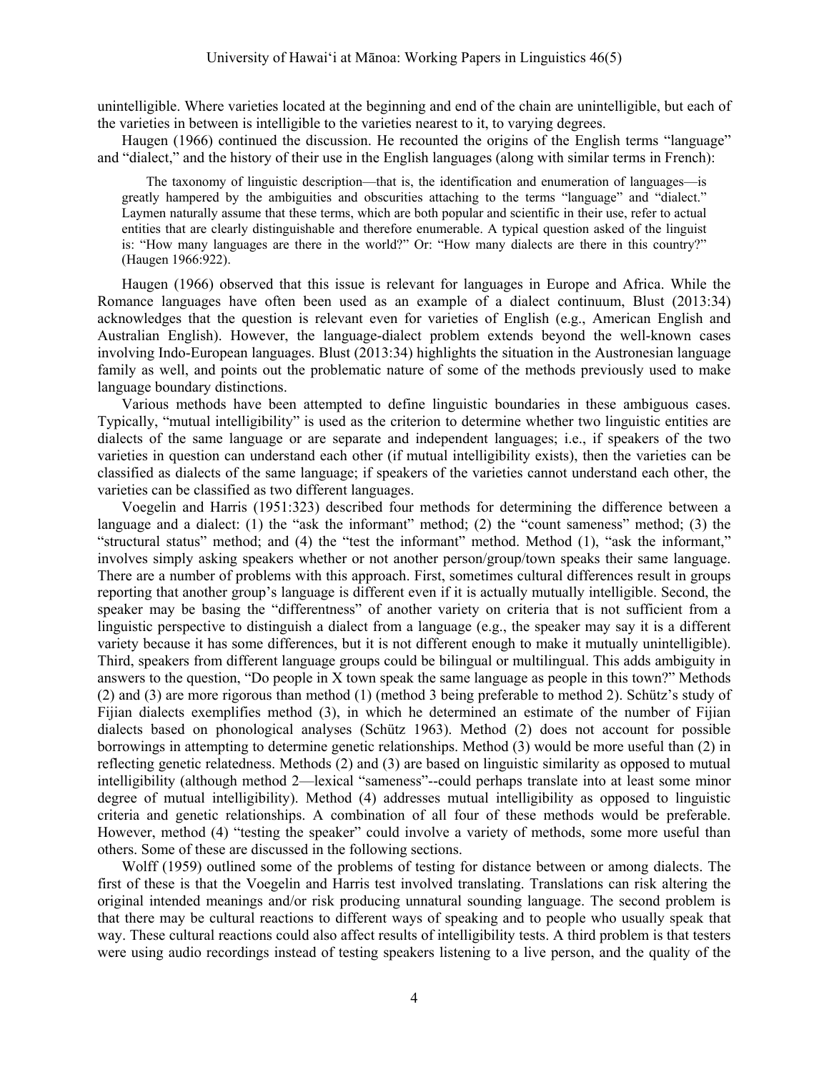unintelligible. Where varieties located at the beginning and end of the chain are unintelligible, but each of the varieties in between is intelligible to the varieties nearest to it, to varying degrees.

Haugen (1966) continued the discussion. He recounted the origins of the English terms "language" and "dialect," and the history of their use in the English languages (along with similar terms in French):

> The taxonomy of linguistic description—that is, the identification and enumeration of languages—is greatly hampered by the ambiguities and obscurities attaching to the terms "language" and "dialect." Laymen naturally assume that these terms, which are both popular and scientific in their use, refer to actual entities that are clearly distinguishable and therefore enumerable. A typical question asked of the linguist is: "How many languages are there in the world?" Or: "How many dialects are there in this country?" (Haugen 1966:922).

Haugen (1966) observed that this issue is relevant for languages in Europe and Africa. While the Romance languages have often been used as an example of a dialect continuum, Blust (2013:34) acknowledges that the question is relevant even for varieties of English (e.g., American English and Australian English). However, the language-dialect problem extends beyond the well-known cases involving Indo-European languages. Blust (2013:34) highlights the situation in the Austronesian language family as well, and points out the problematic nature of some of the methods previously used to make language boundary distinctions.

Various methods have been attempted to define linguistic boundaries in these ambiguous cases. Typically, "mutual intelligibility" is used as the criterion to determine whether two linguistic entities are dialects of the same language or are separate and independent languages; i.e., if speakers of the two varieties in question can understand each other (if mutual intelligibility exists), then the varieties can be classified as dialects of the same language; if speakers of the varieties cannot understand each other, the varieties can be classified as two different languages.

Voegelin and Harris (1951:323) described four methods for determining the difference between a language and a dialect: (1) the "ask the informant" method; (2) the "count sameness" method; (3) the "structural status" method; and (4) the "test the informant" method. Method (1), "ask the informant," involves simply asking speakers whether or not another person/group/town speaks their same language. There are a number of problems with this approach. First, sometimes cultural differences result in groups reporting that another group's language is different even if it is actually mutually intelligible. Second, the speaker may be basing the "differentness" of another variety on criteria that is not sufficient from a linguistic perspective to distinguish a dialect from a language (e.g., the speaker may say it is a different variety because it has some differences, but it is not different enough to make it mutually unintelligible). Third, speakers from different language groups could be bilingual or multilingual. This adds ambiguity in answers to the question, "Do people in X town speak the same language as people in this town?" Methods (2) and (3) are more rigorous than method (1) (method 3 being preferable to method 2). Schütz's study of Fijian dialects exemplifies method (3), in which he determined an estimate of the number of Fijian dialects based on phonological analyses (Schütz 1963). Method (2) does not account for possible borrowings in attempting to determine genetic relationships. Method (3) would be more useful than (2) in reflecting genetic relatedness. Methods (2) and (3) are based on linguistic similarity as opposed to mutual intelligibility (although method 2—lexical "sameness"--could perhaps translate into at least some minor degree of mutual intelligibility). Method (4) addresses mutual intelligibility as opposed to linguistic criteria and genetic relationships. A combination of all four of these methods would be preferable. However, method (4) "testing the speaker" could involve a variety of methods, some more useful than others. Some of these are discussed in the following sections.

Wolff (1959) outlined some of the problems of testing for distance between or among dialects. The first of these is that the Voegelin and Harris test involved translating. Translations can risk altering the original intended meanings and/or risk producing unnatural sounding language. The second problem is that there may be cultural reactions to different ways of speaking and to people who usually speak that way. These cultural reactions could also affect results of intelligibility tests. A third problem is that testers were using audio recordings instead of testing speakers listening to a live person, and the quality of the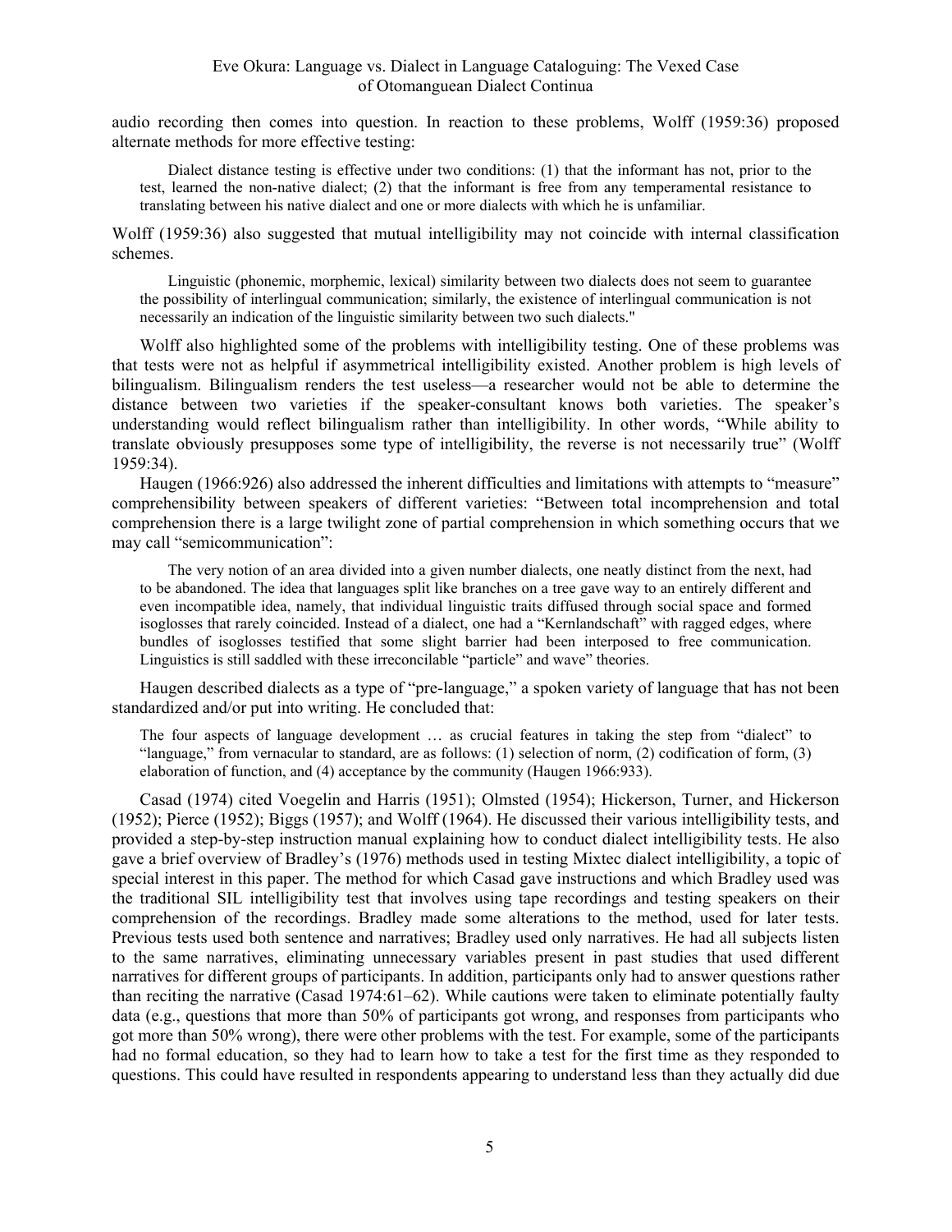audio recording then comes into question. In reaction to these problems, Wolff (1959:36) proposed alternate methods for more effective testing:

> Dialect distance testing is effective under two conditions: (1) that the informant has not, prior to the test, learned the non-native dialect; (2) that the informant is free from any temperamental resistance to translating between his native dialect and one or more dialects with which he is unfamiliar.

Wolff (1959:36) also suggested that mutual intelligibility may not coincide with internal classification schemes.

> Linguistic (phonemic, morphemic, lexical) similarity between two dialects does not seem to guarantee the possibility of interlingual communication; similarly, the existence of interlingual communication is not necessarily an indication of the linguistic similarity between two such dialects."

Wolff also highlighted some of the problems with intelligibility testing. One of these problems was that tests were not as helpful if asymmetrical intelligibility existed. Another problem is high levels of bilingualism. Bilingualism renders the test useless—a researcher would not be able to determine the distance between two varieties if the speaker-consultant knows both varieties. The speaker's understanding would reflect bilingualism rather than intelligibility. In other words, "While ability to translate obviously presupposes some type of intelligibility, the reverse is not necessarily true" (Wolff 1959:34).

Haugen (1966:926) also addressed the inherent difficulties and limitations with attempts to "measure" comprehensibility between speakers of different varieties: "Between total incomprehension and total comprehension there is a large twilight zone of partial comprehension in which something occurs that we may call "semicommunication":

> The very notion of an area divided into a given number dialects, one neatly distinct from the next, had to be abandoned. The idea that languages split like branches on a tree gave way to an entirely different and even incompatible idea, namely, that individual linguistic traits diffused through social space and formed isoglosses that rarely coincided. Instead of a dialect, one had a "Kernlandschaft" with ragged edges, where bundles of isoglosses testified that some slight barrier had been interposed to free communication. Linguistics is still saddled with these irreconcilable "particle" and wave" theories.

Haugen described dialects as a type of "pre-language," a spoken variety of language that has not been standardized and/or put into writing. He concluded that:

> The four aspects of language development … as crucial features in taking the step from "dialect" to "language," from vernacular to standard, are as follows: (1) selection of norm, (2) codification of form, (3) elaboration of function, and (4) acceptance by the community (Haugen 1966:933).

Casad (1974) cited Voegelin and Harris (1951); Olmsted (1954); Hickerson, Turner, and Hickerson (1952); Pierce (1952); Biggs (1957); and Wolff (1964). He discussed their various intelligibility tests, and provided a step-by-step instruction manual explaining how to conduct dialect intelligibility tests. He also gave a brief overview of Bradley's (1976) methods used in testing Mixtec dialect intelligibility, a topic of special interest in this paper. The method for which Casad gave instructions and which Bradley used was the traditional SIL intelligibility test that involves using tape recordings and testing speakers on their comprehension of the recordings. Bradley made some alterations to the method, used for later tests. Previous tests used both sentence and narratives; Bradley used only narratives. He had all subjects listen to the same narratives, eliminating unnecessary variables present in past studies that used different narratives for different groups of participants. In addition, participants only had to answer questions rather than reciting the narrative (Casad 1974:61–62). While cautions were taken to eliminate potentially faulty data (e.g., questions that more than 50% of participants got wrong, and responses from participants who got more than 50% wrong), there were other problems with the test. For example, some of the participants had no formal education, so they had to learn how to take a test for the first time as they responded to questions. This could have resulted in respondents appearing to understand less than they actually did due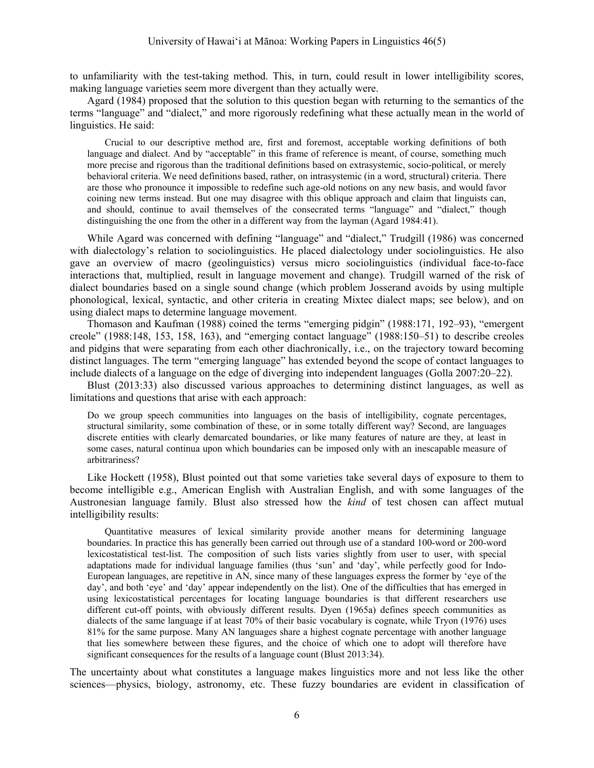to unfamiliarity with the test-taking method. This, in turn, could result in lower intelligibility scores, making language varieties seem more divergent than they actually were.

Agard (1984) proposed that the solution to this question began with returning to the semantics of the terms "language" and "dialect," and more rigorously redefining what these actually mean in the world of linguistics. He said:

> Crucial to our descriptive method are, first and foremost, acceptable working definitions of both language and dialect. And by "acceptable" in this frame of reference is meant, of course, something much more precise and rigorous than the traditional definitions based on extrasystemic, socio-political, or merely behavioral criteria. We need definitions based, rather, on intrasystemic (in a word, structural) criteria. There are those who pronounce it impossible to redefine such age-old notions on any new basis, and would favor coining new terms instead. But one may disagree with this oblique approach and claim that linguists can, and should, continue to avail themselves of the consecrated terms "language" and "dialect," though distinguishing the one from the other in a different way from the layman (Agard 1984:41).

While Agard was concerned with defining "language" and "dialect," Trudgill (1986) was concerned with dialectology's relation to sociolinguistics. He placed dialectology under sociolinguistics. He also gave an overview of macro (geolinguistics) versus micro sociolinguistics (individual face-to-face interactions that, multiplied, result in language movement and change). Trudgill warned of the risk of dialect boundaries based on a single sound change (which problem Josserand avoids by using multiple phonological, lexical, syntactic, and other criteria in creating Mixtec dialect maps; see below), and on using dialect maps to determine language movement.

Thomason and Kaufman (1988) coined the terms "emerging pidgin" (1988:171, 192–93), "emergent creole" (1988:148, 153, 158, 163), and "emerging contact language" (1988:150–51) to describe creoles and pidgins that were separating from each other diachronically, i.e., on the trajectory toward becoming distinct languages. The term "emerging language" has extended beyond the scope of contact languages to include dialects of a language on the edge of diverging into independent languages (Golla 2007:20–22).

Blust (2013:33) also discussed various approaches to determining distinct languages, as well as limitations and questions that arise with each approach:

> Do we group speech communities into languages on the basis of intelligibility, cognate percentages, structural similarity, some combination of these, or in some totally different way? Second, are languages discrete entities with clearly demarcated boundaries, or like many features of nature are they, at least in some cases, natural continua upon which boundaries can be imposed only with an inescapable measure of arbitrariness?

Like Hockett (1958), Blust pointed out that some varieties take several days of exposure to them to become intelligible e.g., American English with Australian English, and with some languages of the Austronesian language family. Blust also stressed how the *kind* of test chosen can affect mutual intelligibility results:

> Quantitative measures of lexical similarity provide another means for determining language boundaries. In practice this has generally been carried out through use of a standard 100-word or 200-word lexicostatistical test-list. The composition of such lists varies slightly from user to user, with special adaptations made for individual language families (thus 'sun' and 'day', while perfectly good for Indo-European languages, are repetitive in AN, since many of these languages express the former by 'eye of the day', and both 'eye' and 'day' appear independently on the list). One of the difficulties that has emerged in using lexicostatistical percentages for locating language boundaries is that different researchers use different cut-off points, with obviously different results. Dyen (1965a) defines speech communities as dialects of the same language if at least 70% of their basic vocabulary is cognate, while Tryon (1976) uses 81% for the same purpose. Many AN languages share a highest cognate percentage with another language that lies somewhere between these figures, and the choice of which one to adopt will therefore have significant consequences for the results of a language count (Blust 2013:34).

The uncertainty about what constitutes a language makes linguistics more and not less like the other sciences—physics, biology, astronomy, etc. These fuzzy boundaries are evident in classification of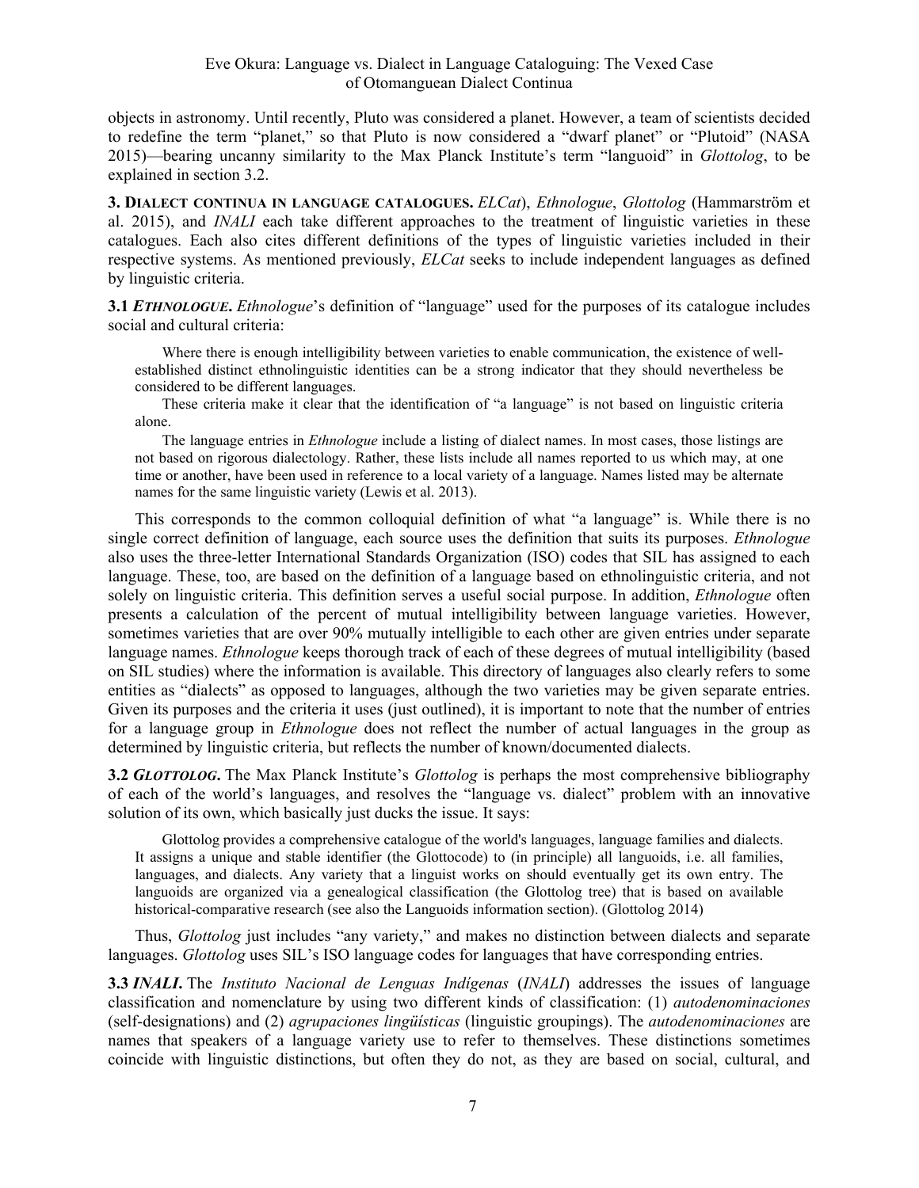objects in astronomy. Until recently, Pluto was considered a planet. However, a team of scientists decided to redefine the term "planet," so that Pluto is now considered a "dwarf planet" or "Plutoid" (NASA 2015)—bearing uncanny similarity to the Max Planck Institute's term "languoid" in *Glottolog*, to be explained in section 3.2.

## 3. Dialect continua in language catalogues.

*ELCat*), *Ethnologue*, *Glottolog* (Hammarström et al. 2015), and *INALI* each take different approaches to the treatment of linguistic varieties in these catalogues. Each also cites different definitions of the types of linguistic varieties included in their respective systems. As mentioned previously, *ELCat* seeks to include independent languages as defined by linguistic criteria.

### 3.1 *Ethnologue*.

*Ethnologue*'s definition of "language" used for the purposes of its catalogue includes social and cultural criteria:

> Where there is enough intelligibility between varieties to enable communication, the existence of well-established distinct ethnolinguistic identities can be a strong indicator that they should nevertheless be considered to be different languages.
>
> These criteria make it clear that the identification of "a language" is not based on linguistic criteria alone.
>
> The language entries in *Ethnologue* include a listing of dialect names. In most cases, those listings are not based on rigorous dialectology. Rather, these lists include all names reported to us which may, at one time or another, have been used in reference to a local variety of a language. Names listed may be alternate names for the same linguistic variety (Lewis et al. 2013).

This corresponds to the common colloquial definition of what "a language" is. While there is no single correct definition of language, each source uses the definition that suits its purposes. *Ethnologue* also uses the three-letter International Standards Organization (ISO) codes that SIL has assigned to each language. These, too, are based on the definition of a language based on ethnolinguistic criteria, and not solely on linguistic criteria. This definition serves a useful social purpose. In addition, *Ethnologue* often presents a calculation of the percent of mutual intelligibility between language varieties. However, sometimes varieties that are over 90% mutually intelligible to each other are given entries under separate language names. *Ethnologue* keeps thorough track of each of these degrees of mutual intelligibility (based on SIL studies) where the information is available. This directory of languages also clearly refers to some entities as "dialects" as opposed to languages, although the two varieties may be given separate entries. Given its purposes and the criteria it uses (just outlined), it is important to note that the number of entries for a language group in *Ethnologue* does not reflect the number of actual languages in the group as determined by linguistic criteria, but reflects the number of known/documented dialects.

### 3.2 *Glottolog*.

The Max Planck Institute's *Glottolog* is perhaps the most comprehensive bibliography of each of the world's languages, and resolves the "language vs. dialect" problem with an innovative solution of its own, which basically just ducks the issue. It says:

> Glottolog provides a comprehensive catalogue of the world's languages, language families and dialects. It assigns a unique and stable identifier (the Glottocode) to (in principle) all languoids, i.e. all families, languages, and dialects. Any variety that a linguist works on should eventually get its own entry. The languoids are organized via a genealogical classification (the Glottolog tree) that is based on available historical-comparative research (see also the Languoids information section). (Glottolog 2014)

Thus, *Glottolog* just includes "any variety," and makes no distinction between dialects and separate languages. *Glottolog* uses SIL's ISO language codes for languages that have corresponding entries.

### 3.3 *INALI*.

The *Instituto Nacional de Lenguas Indígenas* (*INALI*) addresses the issues of language classification and nomenclature by using two different kinds of classification: (1) *autodenominaciones* (self-designations) and (2) *agrupaciones lingüísticas* (linguistic groupings). The *autodenominaciones* are names that speakers of a language variety use to refer to themselves. These distinctions sometimes coincide with linguistic distinctions, but often they do not, as they are based on social, cultural, and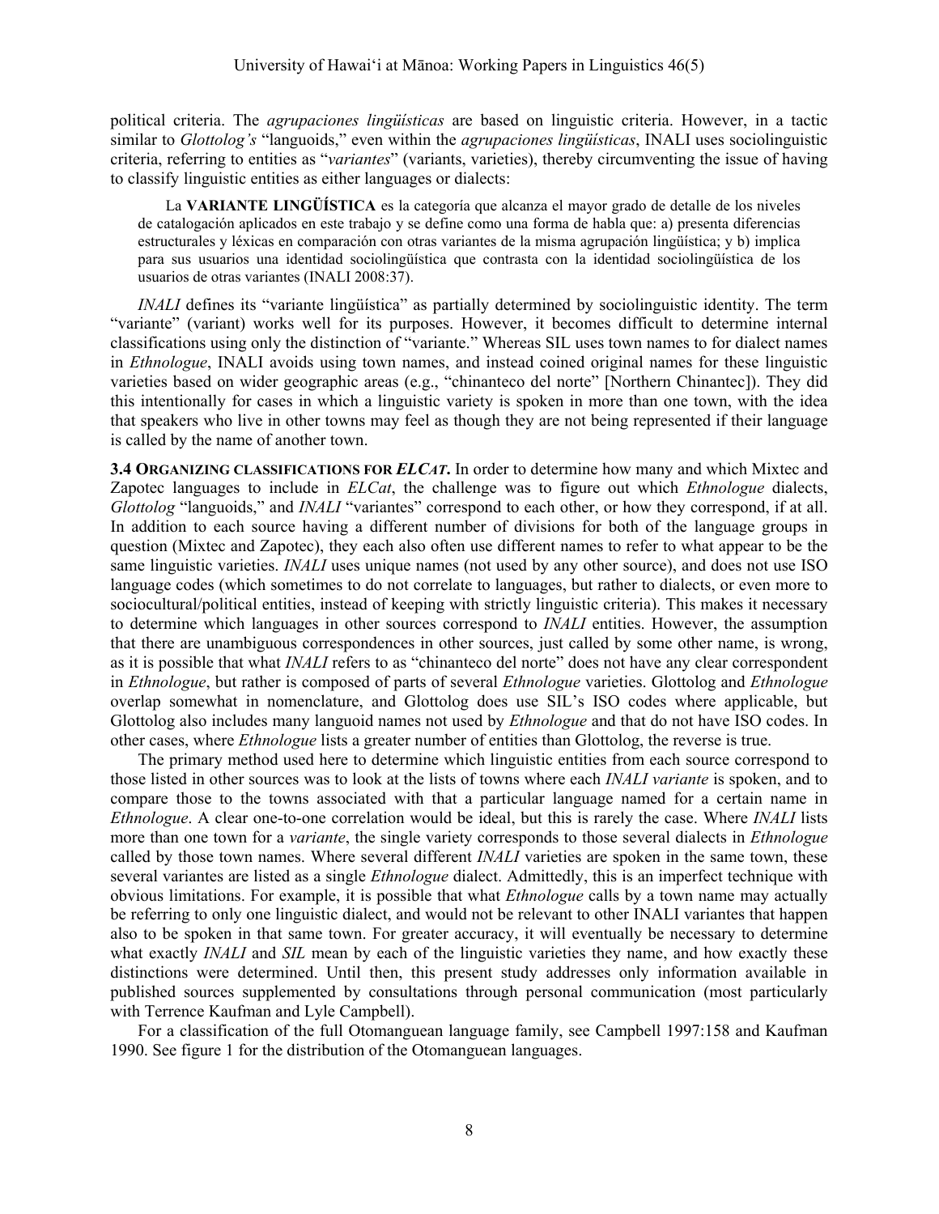political criteria. The *agrupaciones lingüísticas* are based on linguistic criteria. However, in a tactic similar to *Glottolog's* "languoids," even within the *agrupaciones lingüísticas*, INALI uses sociolinguistic criteria, referring to entities as "*variantes*" (variants, varieties), thereby circumventing the issue of having to classify linguistic entities as either languages or dialects:

> La **VARIANTE LINGÜÍSTICA** es la categoría que alcanza el mayor grado de detalle de los niveles de catalogación aplicados en este trabajo y se define como una forma de habla que: a) presenta diferencias estructurales y léxicas en comparación con otras variantes de la misma agrupación lingüística; y b) implica para sus usuarios una identidad sociolingüística que contrasta con la identidad sociolingüística de los usuarios de otras variantes (INALI 2008:37).

*INALI* defines its "variante lingüística" as partially determined by sociolinguistic identity. The term "variante" (variant) works well for its purposes. However, it becomes difficult to determine internal classifications using only the distinction of "variante." Whereas SIL uses town names to for dialect names in *Ethnologue*, INALI avoids using town names, and instead coined original names for these linguistic varieties based on wider geographic areas (e.g., "chinanteco del norte" [Northern Chinantec]). They did this intentionally for cases in which a linguistic variety is spoken in more than one town, with the idea that speakers who live in other towns may feel as though they are not being represented if their language is called by the name of another town.

**3.4 ORGANIZING CLASSIFICATIONS FOR *ELCAT*.** In order to determine how many and which Mixtec and Zapotec languages to include in *ELCat*, the challenge was to figure out which *Ethnologue* dialects, *Glottolog* "languoids," and *INALI* "variantes" correspond to each other, or how they correspond, if at all. In addition to each source having a different number of divisions for both of the language groups in question (Mixtec and Zapotec), they each also often use different names to refer to what appear to be the same linguistic varieties. *INALI* uses unique names (not used by any other source), and does not use ISO language codes (which sometimes to do not correlate to languages, but rather to dialects, or even more to sociocultural/political entities, instead of keeping with strictly linguistic criteria). This makes it necessary to determine which languages in other sources correspond to *INALI* entities. However, the assumption that there are unambiguous correspondences in other sources, just called by some other name, is wrong, as it is possible that what *INALI* refers to as "chinanteco del norte" does not have any clear correspondent in *Ethnologue*, but rather is composed of parts of several *Ethnologue* varieties. Glottolog and *Ethnologue* overlap somewhat in nomenclature, and Glottolog does use SIL's ISO codes where applicable, but Glottolog also includes many languoid names not used by *Ethnologue* and that do not have ISO codes. In other cases, where *Ethnologue* lists a greater number of entities than Glottolog, the reverse is true.

The primary method used here to determine which linguistic entities from each source correspond to those listed in other sources was to look at the lists of towns where each *INALI variante* is spoken, and to compare those to the towns associated with that a particular language named for a certain name in *Ethnologue*. A clear one-to-one correlation would be ideal, but this is rarely the case. Where *INALI* lists more than one town for a *variante*, the single variety corresponds to those several dialects in *Ethnologue* called by those town names. Where several different *INALI* varieties are spoken in the same town, these several variantes are listed as a single *Ethnologue* dialect. Admittedly, this is an imperfect technique with obvious limitations. For example, it is possible that what *Ethnologue* calls by a town name may actually be referring to only one linguistic dialect, and would not be relevant to other INALI variantes that happen also to be spoken in that same town. For greater accuracy, it will eventually be necessary to determine what exactly *INALI* and *SIL* mean by each of the linguistic varieties they name, and how exactly these distinctions were determined. Until then, this present study addresses only information available in published sources supplemented by consultations through personal communication (most particularly with Terrence Kaufman and Lyle Campbell).

For a classification of the full Otomanguean language family, see Campbell 1997:158 and Kaufman 1990. See figure 1 for the distribution of the Otomanguean languages.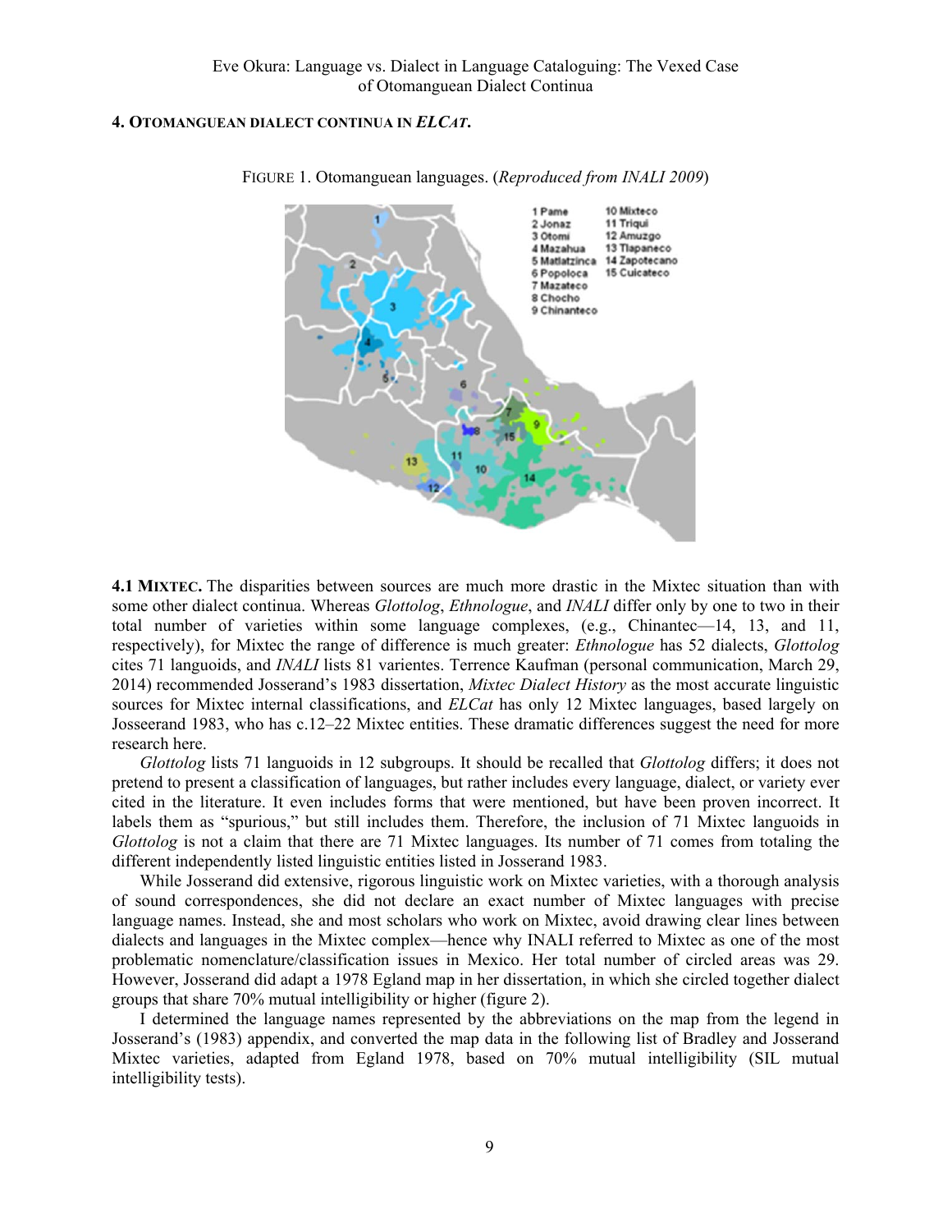## 4. Otomanguean dialect continua in *ELCat*.

FIGURE 1. Otomanguean languages. (*Reproduced from INALI 2009*)

**4.1 Mixtec.** The disparities between sources are much more drastic in the Mixtec situation than with some other dialect continua. Whereas *Glottolog*, *Ethnologue*, and *INALI* differ only by one to two in their total number of varieties within some language complexes, (e.g., Chinantec—14, 13, and 11, respectively), for Mixtec the range of difference is much greater: *Ethnologue* has 52 dialects, *Glottolog* cites 71 languoids, and *INALI* lists 81 varientes. Terrence Kaufman (personal communication, March 29, 2014) recommended Josserand's 1983 dissertation, *Mixtec Dialect History* as the most accurate linguistic sources for Mixtec internal classifications, and *ELCat* has only 12 Mixtec languages, based largely on Josseerand 1983, who has c.12–22 Mixtec entities. These dramatic differences suggest the need for more research here.

*Glottolog* lists 71 languoids in 12 subgroups. It should be recalled that *Glottolog* differs; it does not pretend to present a classification of languages, but rather includes every language, dialect, or variety ever cited in the literature. It even includes forms that were mentioned, but have been proven incorrect. It labels them as "spurious," but still includes them. Therefore, the inclusion of 71 Mixtec languoids in *Glottolog* is not a claim that there are 71 Mixtec languages. Its number of 71 comes from totaling the different independently listed linguistic entities listed in Josserand 1983.

While Josserand did extensive, rigorous linguistic work on Mixtec varieties, with a thorough analysis of sound correspondences, she did not declare an exact number of Mixtec languages with precise language names. Instead, she and most scholars who work on Mixtec, avoid drawing clear lines between dialects and languages in the Mixtec complex—hence why INALI referred to Mixtec as one of the most problematic nomenclature/classification issues in Mexico. Her total number of circled areas was 29. However, Josserand did adapt a 1978 Egland map in her dissertation, in which she circled together dialect groups that share 70% mutual intelligibility or higher (figure 2).

I determined the language names represented by the abbreviations on the map from the legend in Josserand's (1983) appendix, and converted the map data in the following list of Bradley and Josserand Mixtec varieties, adapted from Egland 1978, based on 70% mutual intelligibility (SIL mutual intelligibility tests).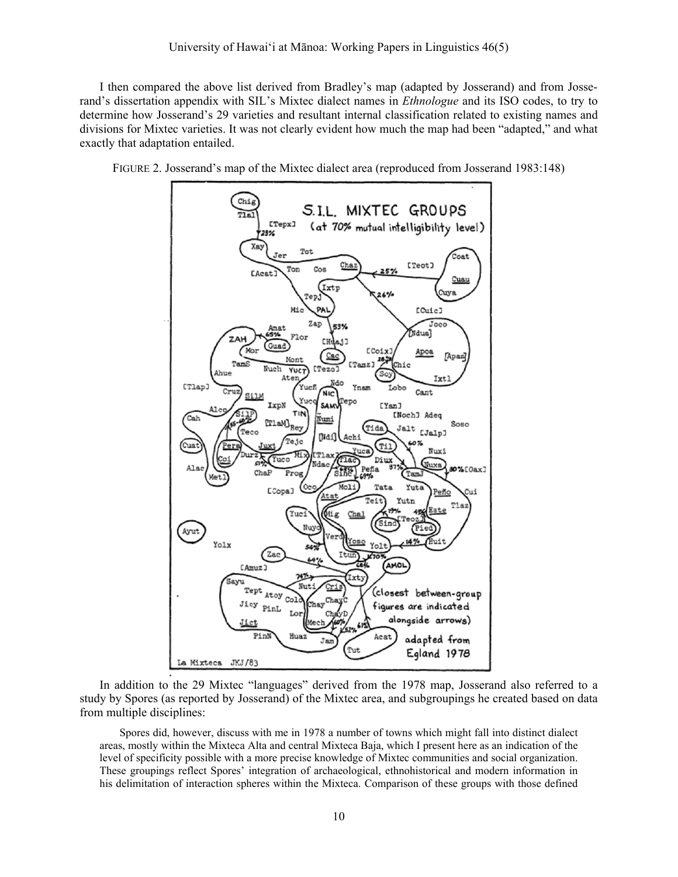I then compared the above list derived from Bradley's map (adapted by Josserand) and from Josserand's dissertation appendix with SIL's Mixtec dialect names in *Ethnologue* and its ISO codes, to try to determine how Josserand's 29 varieties and resultant internal classification related to existing names and divisions for Mixtec varieties. It was not clearly evident how much the map had been "adapted," and what exactly that adaptation entailed.

FIGURE 2. Josserand's map of the Mixtec dialect area (reproduced from Josserand 1983:148)

In addition to the 29 Mixtec "languages" derived from the 1978 map, Josserand also referred to a study by Spores (as reported by Josserand) of the Mixtec area, and subgroupings he created based on data from multiple disciplines:

> Spores did, however, discuss with me in 1978 a number of towns which might fall into distinct dialect areas, mostly within the Mixteca Alta and central Mixteca Baja, which I present here as an indication of the level of specificity possible with a more precise knowledge of Mixtec communities and social organization. These groupings reflect Spores' integration of archaeological, ethnohistorical and modern information in his delimitation of interaction spheres within the Mixteca. Comparison of these groups with those defined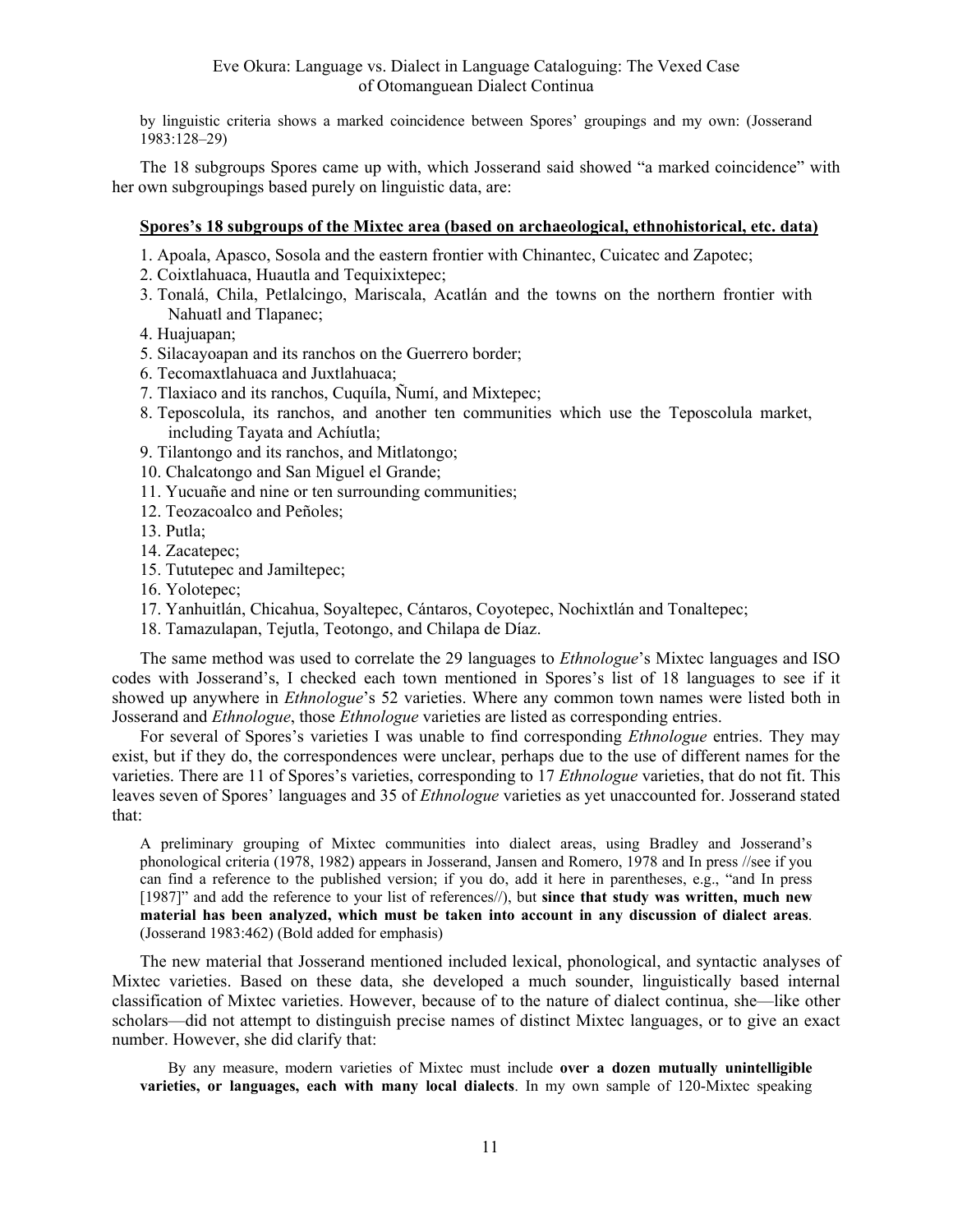by linguistic criteria shows a marked coincidence between Spores' groupings and my own: (Josserand 1983:128–29)

The 18 subgroups Spores came up with, which Josserand said showed "a marked coincidence" with her own subgroupings based purely on linguistic data, are:

**Spores's 18 subgroups of the Mixtec area (based on archaeological, ethnohistorical, etc. data)**

1. Apoala, Apasco, Sosola and the eastern frontier with Chinantec, Cuicatec and Zapotec;
2. Coixtlahuaca, Huautla and Tequixixtepec;
3. Tonalá, Chila, Petlalcingo, Mariscala, Acatlán and the towns on the northern frontier with Nahuatl and Tlapanec;
4. Huajuapan;
5. Silacayoapan and its ranchos on the Guerrero border;
6. Tecomaxtlahuaca and Juxtlahuaca;
7. Tlaxiaco and its ranchos, Cuquíla, Ñumí, and Mixtepec;
8. Teposcolula, its ranchos, and another ten communities which use the Teposcolula market, including Tayata and Achíutla;
9. Tilantongo and its ranchos, and Mitlatongo;
10. Chalcatongo and San Miguel el Grande;
11. Yucuañe and nine or ten surrounding communities;
12. Teozacoalco and Peñoles;
13. Putla;
14. Zacatepec;
15. Tututepec and Jamiltepec;
16. Yolotepec;
17. Yanhuitlán, Chicahua, Soyaltepec, Cántaros, Coyotepec, Nochixtlán and Tonaltepec;
18. Tamazulapan, Tejutla, Teotongo, and Chilapa de Díaz.

The same method was used to correlate the 29 languages to *Ethnologue*'s Mixtec languages and ISO codes with Josserand's, I checked each town mentioned in Spores's list of 18 languages to see if it showed up anywhere in *Ethnologue*'s 52 varieties. Where any common town names were listed both in Josserand and *Ethnologue*, those *Ethnologue* varieties are listed as corresponding entries.

For several of Spores's varieties I was unable to find corresponding *Ethnologue* entries. They may exist, but if they do, the correspondences were unclear, perhaps due to the use of different names for the varieties. There are 11 of Spores's varieties, corresponding to 17 *Ethnologue* varieties, that do not fit. This leaves seven of Spores' languages and 35 of *Ethnologue* varieties as yet unaccounted for. Josserand stated that:

> A preliminary grouping of Mixtec communities into dialect areas, using Bradley and Josserand's phonological criteria (1978, 1982) appears in Josserand, Jansen and Romero, 1978 and In press //see if you can find a reference to the published version; if you do, add it here in parentheses, e.g., "and In press [1987]" and add the reference to your list of references//), but **since that study was written, much new material has been analyzed, which must be taken into account in any discussion of dialect areas**. (Josserand 1983:462) (Bold added for emphasis)

The new material that Josserand mentioned included lexical, phonological, and syntactic analyses of Mixtec varieties. Based on these data, she developed a much sounder, linguistically based internal classification of Mixtec varieties. However, because of to the nature of dialect continua, she—like other scholars—did not attempt to distinguish precise names of distinct Mixtec languages, or to give an exact number. However, she did clarify that:

> By any measure, modern varieties of Mixtec must include **over a dozen mutually unintelligible varieties, or languages, each with many local dialects**. In my own sample of 120-Mixtec speaking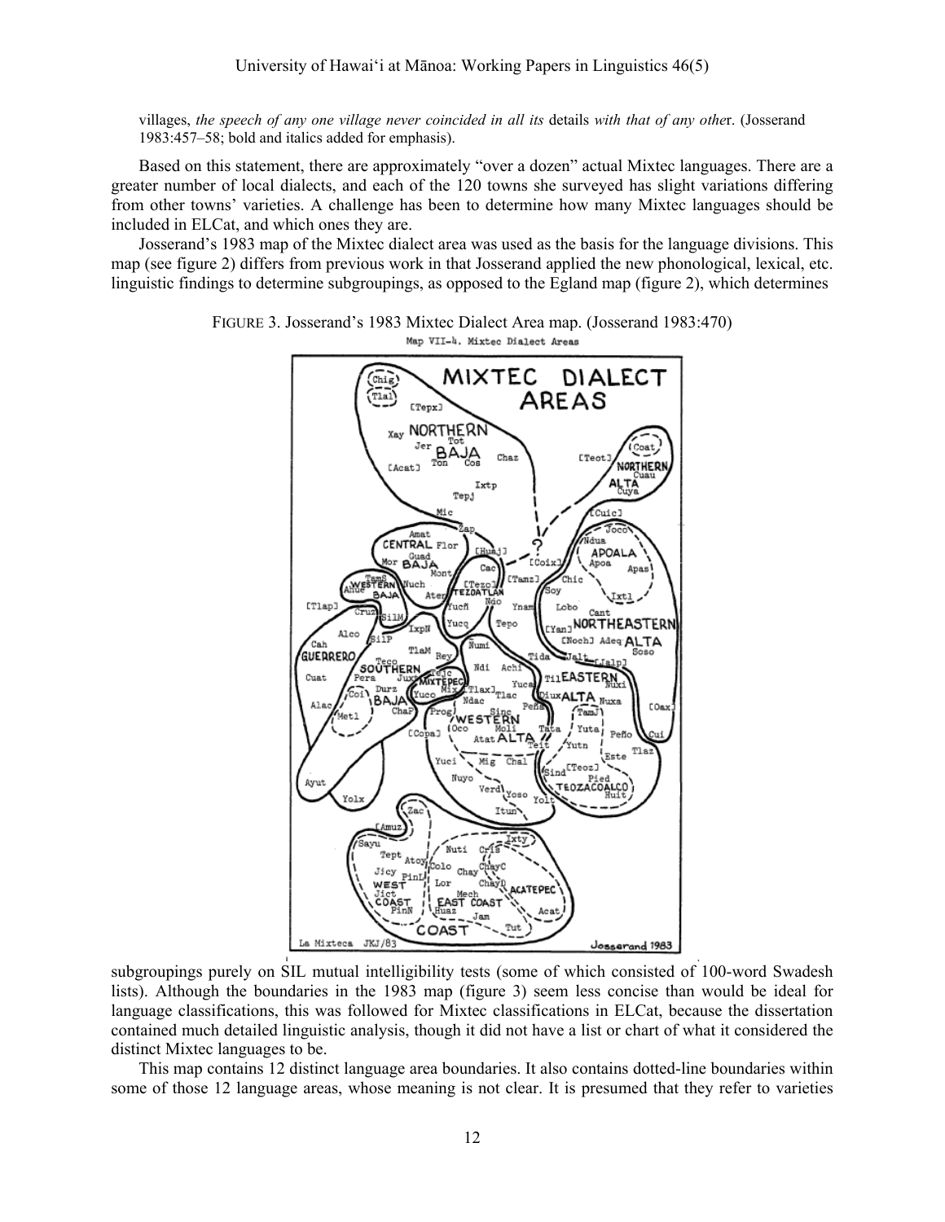villages, *the speech of any one village never coincided in all its* details *with that of any othe*r. (Josserand 1983:457–58; bold and italics added for emphasis).

Based on this statement, there are approximately "over a dozen" actual Mixtec languages. There are a greater number of local dialects, and each of the 120 towns she surveyed has slight variations differing from other towns' varieties. A challenge has been to determine how many Mixtec languages should be included in ELCat, and which ones they are.

Josserand's 1983 map of the Mixtec dialect area was used as the basis for the language divisions. This map (see figure 2) differs from previous work in that Josserand applied the new phonological, lexical, etc. linguistic findings to determine subgroupings, as opposed to the Egland map (figure 2), which determines

FIGURE 3. Josserand's 1983 Mixtec Dialect Area map. (Josserand 1983:470)

subgroupings purely on SIL mutual intelligibility tests (some of which consisted of 100-word Swadesh lists). Although the boundaries in the 1983 map (figure 3) seem less concise than would be ideal for language classifications, this was followed for Mixtec classifications in ELCat, because the dissertation contained much detailed linguistic analysis, though it did not have a list or chart of what it considered the distinct Mixtec languages to be.

This map contains 12 distinct language area boundaries. It also contains dotted-line boundaries within some of those 12 language areas, whose meaning is not clear. It is presumed that they refer to varieties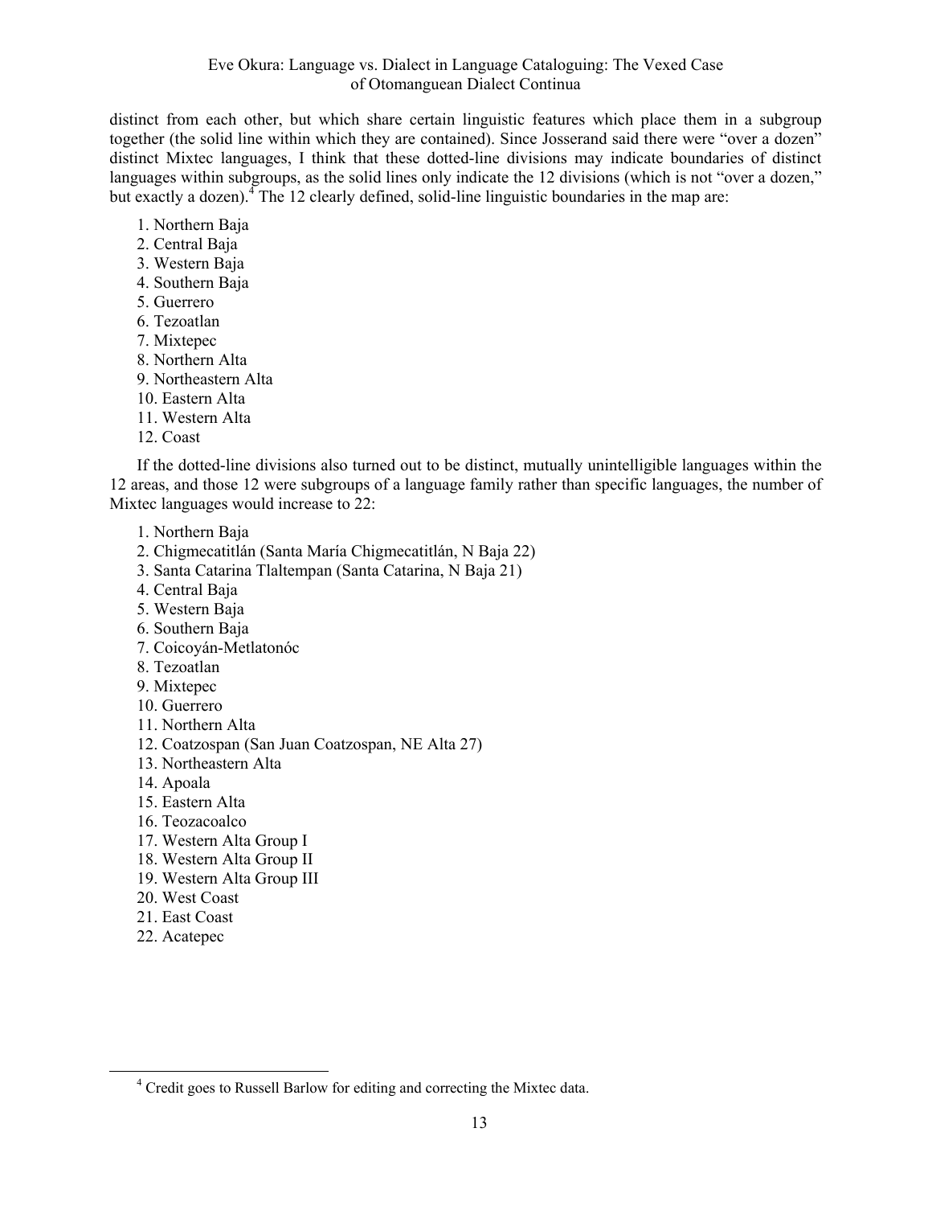distinct from each other, but which share certain linguistic features which place them in a subgroup together (the solid line within which they are contained). Since Josserand said there were "over a dozen" distinct Mixtec languages, I think that these dotted-line divisions may indicate boundaries of distinct languages within subgroups, as the solid lines only indicate the 12 divisions (which is not "over a dozen," but exactly a dozen).[4] The 12 clearly defined, solid-line linguistic boundaries in the map are:

1. Northern Baja
2. Central Baja
3. Western Baja
4. Southern Baja
5. Guerrero
6. Tezoatlan
7. Mixtepec
8. Northern Alta
9. Northeastern Alta
10. Eastern Alta
11. Western Alta
12. Coast

If the dotted-line divisions also turned out to be distinct, mutually unintelligible languages within the 12 areas, and those 12 were subgroups of a language family rather than specific languages, the number of Mixtec languages would increase to 22:

1. Northern Baja
2. Chigmecatitlán (Santa María Chigmecatitlán, N Baja 22)
3. Santa Catarina Tlaltempan (Santa Catarina, N Baja 21)
4. Central Baja
5. Western Baja
6. Southern Baja
7. Coicoyán-Metlatonóc
8. Tezoatlan
9. Mixtepec
10. Guerrero
11. Northern Alta
12. Coatzospan (San Juan Coatzospan, NE Alta 27)
13. Northeastern Alta
14. Apoala
15. Eastern Alta
16. Teozacoalco
17. Western Alta Group I
18. Western Alta Group II
19. Western Alta Group III
20. West Coast
21. East Coast
22. Acatepec

[4] Credit goes to Russell Barlow for editing and correcting the Mixtec data.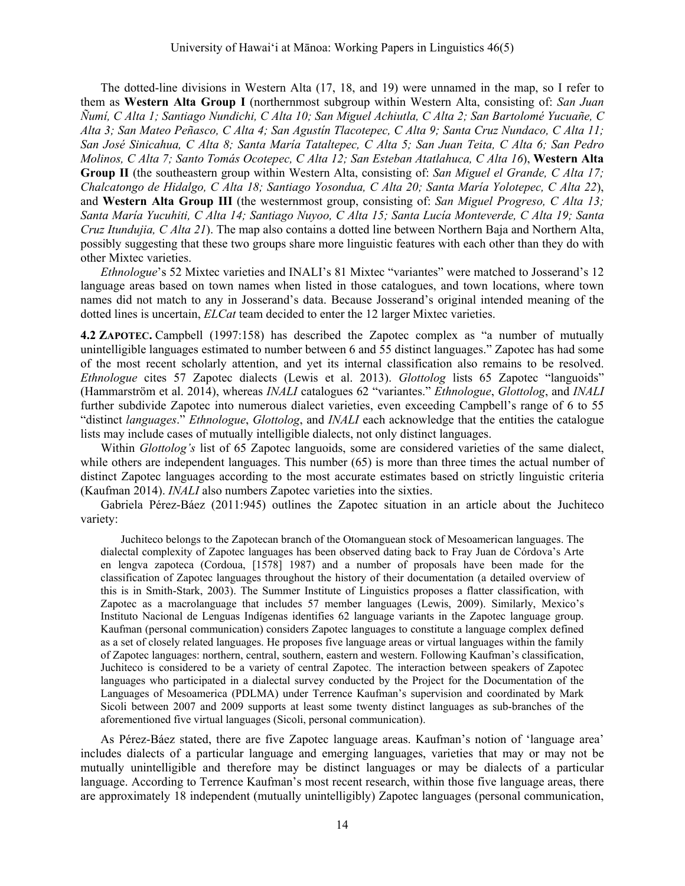The dotted-line divisions in Western Alta (17, 18, and 19) were unnamed in the map, so I refer to them as **Western Alta Group I** (northernmost subgroup within Western Alta, consisting of: *San Juan Ñumí, C Alta 1; Santiago Nundichi, C Alta 10; San Miguel Achiutla, C Alta 2; San Bartolomé Yucuañe, C Alta 3; San Mateo Peñasco, C Alta 4; San Agustín Tlacotepec, C Alta 9; Santa Cruz Nundaco, C Alta 11; San José Sinicahua, C Alta 8; Santa María Tataltepec, C Alta 5; San Juan Teita, C Alta 6; San Pedro Molinos, C Alta 7; Santo Tomás Ocotepec, C Alta 12; San Esteban Atatlahuca, C Alta 16*), **Western Alta Group II** (the southeastern group within Western Alta, consisting of: *San Miguel el Grande, C Alta 17; Chalcatongo de Hidalgo, C Alta 18; Santiago Yosondua, C Alta 20; Santa María Yolotepec, C Alta 22*), and **Western Alta Group III** (the westernmost group, consisting of: *San Miguel Progreso, C Alta 13; Santa María Yucuhiti, C Alta 14; Santiago Nuyoo, C Alta 15; Santa Lucía Monteverde, C Alta 19; Santa Cruz Itundujia, C Alta 21*). The map also contains a dotted line between Northern Baja and Northern Alta, possibly suggesting that these two groups share more linguistic features with each other than they do with other Mixtec varieties.

*Ethnologue*'s 52 Mixtec varieties and INALI's 81 Mixtec "variantes" were matched to Josserand's 12 language areas based on town names when listed in those catalogues, and town locations, where town names did not match to any in Josserand's data. Because Josserand's original intended meaning of the dotted lines is uncertain, *ELCat* team decided to enter the 12 larger Mixtec varieties.

**4.2 Zapotec.** Campbell (1997:158) has described the Zapotec complex as "a number of mutually unintelligible languages estimated to number between 6 and 55 distinct languages." Zapotec has had some of the most recent scholarly attention, and yet its internal classification also remains to be resolved. *Ethnologue* cites 57 Zapotec dialects (Lewis et al. 2013). *Glottolog* lists 65 Zapotec "languoids" (Hammarström et al. 2014), whereas *INALI* catalogues 62 "variantes." *Ethnologue*, *Glottolog*, and *INALI* further subdivide Zapotec into numerous dialect varieties, even exceeding Campbell's range of 6 to 55 "distinct *languages*." *Ethnologue*, *Glottolog*, and *INALI* each acknowledge that the entities the catalogue lists may include cases of mutually intelligible dialects, not only distinct languages.

Within *Glottolog's* list of 65 Zapotec languoids, some are considered varieties of the same dialect, while others are independent languages. This number (65) is more than three times the actual number of distinct Zapotec languages according to the most accurate estimates based on strictly linguistic criteria (Kaufman 2014). *INALI* also numbers Zapotec varieties into the sixties.

Gabriela Pérez-Báez (2011:945) outlines the Zapotec situation in an article about the Juchiteco variety:

> Juchiteco belongs to the Zapotecan branch of the Otomanguean stock of Mesoamerican languages. The dialectal complexity of Zapotec languages has been observed dating back to Fray Juan de Córdova's Arte en lengva zapoteca (Cordoua, [1578] 1987) and a number of proposals have been made for the classification of Zapotec languages throughout the history of their documentation (a detailed overview of this is in Smith-Stark, 2003). The Summer Institute of Linguistics proposes a flatter classification, with Zapotec as a macrolanguage that includes 57 member languages (Lewis, 2009). Similarly, Mexico's Instituto Nacional de Lenguas Indígenas identifies 62 language variants in the Zapotec language group. Kaufman (personal communication) considers Zapotec languages to constitute a language complex defined as a set of closely related languages. He proposes five language areas or virtual languages within the family of Zapotec languages: northern, central, southern, eastern and western. Following Kaufman's classification, Juchiteco is considered to be a variety of central Zapotec. The interaction between speakers of Zapotec languages who participated in a dialectal survey conducted by the Project for the Documentation of the Languages of Mesoamerica (PDLMA) under Terrence Kaufman's supervision and coordinated by Mark Sicoli between 2007 and 2009 supports at least some twenty distinct languages as sub-branches of the aforementioned five virtual languages (Sicoli, personal communication).

As Pérez-Báez stated, there are five Zapotec language areas. Kaufman's notion of 'language area' includes dialects of a particular language and emerging languages, varieties that may or may not be mutually unintelligible and therefore may be distinct languages or may be dialects of a particular language. According to Terrence Kaufman's most recent research, within those five language areas, there are approximately 18 independent (mutually unintelligibly) Zapotec languages (personal communication,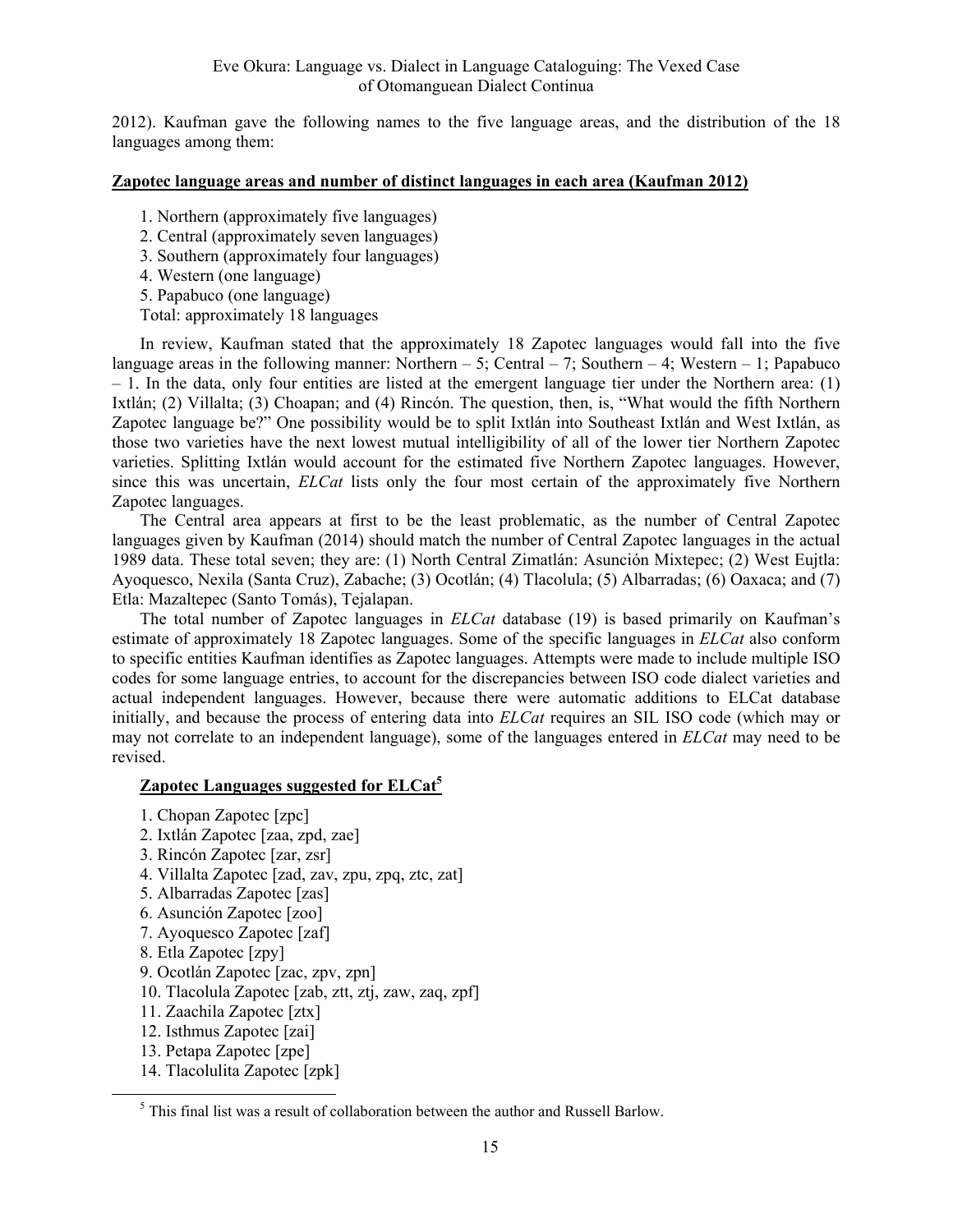2012). Kaufman gave the following names to the five language areas, and the distribution of the 18 languages among them:

**Zapotec language areas and number of distinct languages in each area (Kaufman 2012)**

1. Northern (approximately five languages)
2. Central (approximately seven languages)
3. Southern (approximately four languages)
4. Western (one language)
5. Papabuco (one language)

Total: approximately 18 languages

In review, Kaufman stated that the approximately 18 Zapotec languages would fall into the five language areas in the following manner: Northern – 5; Central – 7; Southern – 4; Western – 1; Papabuco – 1. In the data, only four entities are listed at the emergent language tier under the Northern area: (1) Ixtlán; (2) Villalta; (3) Choapan; and (4) Rincón. The question, then, is, "What would the fifth Northern Zapotec language be?" One possibility would be to split Ixtlán into Southeast Ixtlán and West Ixtlán, as those two varieties have the next lowest mutual intelligibility of all of the lower tier Northern Zapotec varieties. Splitting Ixtlán would account for the estimated five Northern Zapotec languages. However, since this was uncertain, *ELCat* lists only the four most certain of the approximately five Northern Zapotec languages.

The Central area appears at first to be the least problematic, as the number of Central Zapotec languages given by Kaufman (2014) should match the number of Central Zapotec languages in the actual 1989 data. These total seven; they are: (1) North Central Zimatlán: Asunción Mixtepec; (2) West Eujtla: Ayoquesco, Nexila (Santa Cruz), Zabache; (3) Ocotlán; (4) Tlacolula; (5) Albarradas; (6) Oaxaca; and (7) Etla: Mazaltepec (Santo Tomás), Tejalapan.

The total number of Zapotec languages in *ELCat* database (19) is based primarily on Kaufman's estimate of approximately 18 Zapotec languages. Some of the specific languages in *ELCat* also conform to specific entities Kaufman identifies as Zapotec languages. Attempts were made to include multiple ISO codes for some language entries, to account for the discrepancies between ISO code dialect varieties and actual independent languages. However, because there were automatic additions to ELCat database initially, and because the process of entering data into *ELCat* requires an SIL ISO code (which may or may not correlate to an independent language), some of the languages entered in *ELCat* may need to be revised.

**Zapotec Languages suggested for ELCat[5]**

1. Chopan Zapotec [zpc]
2. Ixtlán Zapotec [zaa, zpd, zae]
3. Rincón Zapotec [zar, zsr]
4. Villalta Zapotec [zad, zav, zpu, zpq, ztc, zat]
5. Albarradas Zapotec [zas]
6. Asunción Zapotec [zoo]
7. Ayoquesco Zapotec [zaf]
8. Etla Zapotec [zpy]
9. Ocotlán Zapotec [zac, zpv, zpn]
10. Tlacolula Zapotec [zab, ztt, ztj, zaw, zaq, zpf]
11. Zaachila Zapotec [ztx]
12. Isthmus Zapotec [zai]
13. Petapa Zapotec [zpe]
14. Tlacolulita Zapotec [zpk]

[5] This final list was a result of collaboration between the author and Russell Barlow.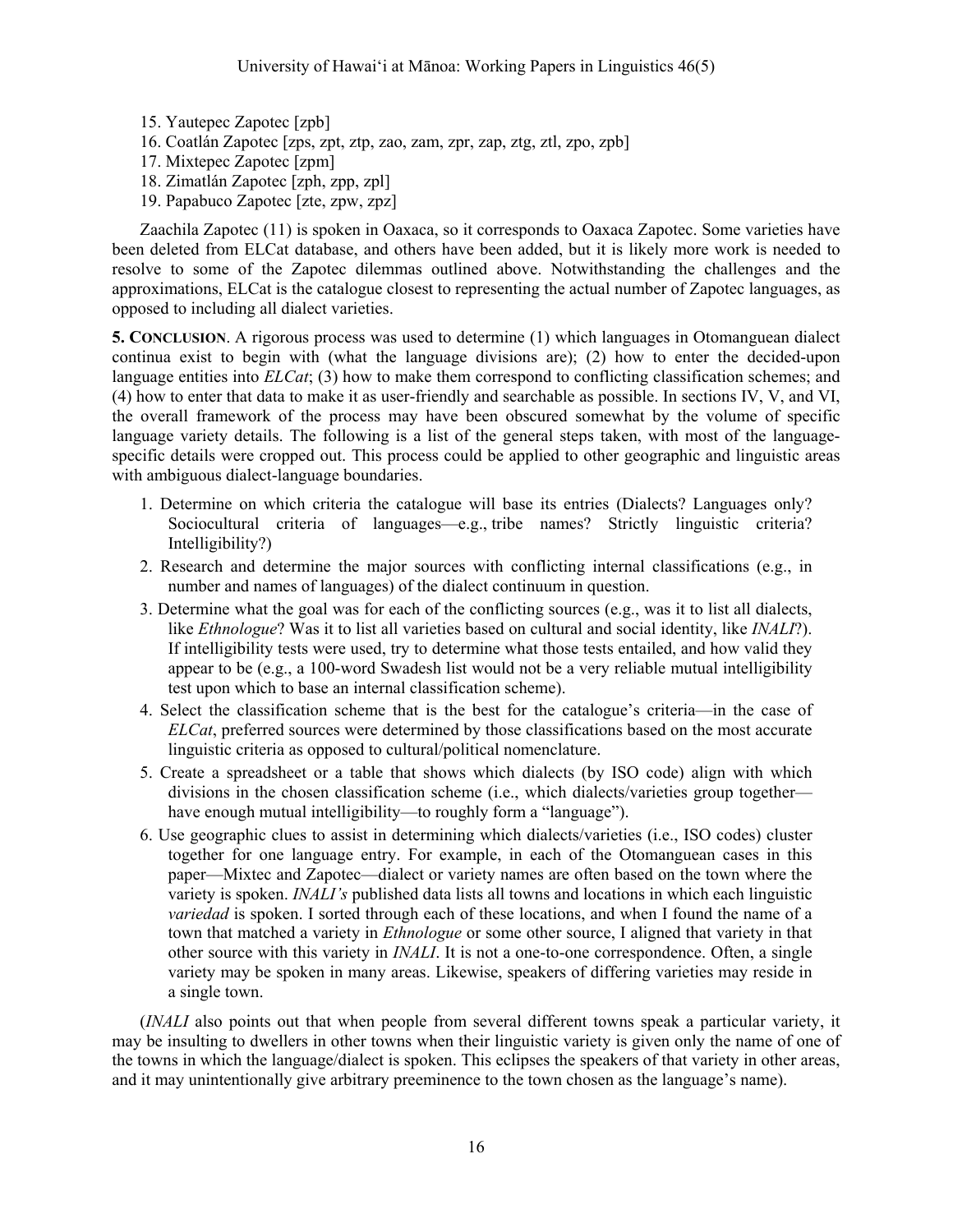15. Yautepec Zapotec [zpb]
16. Coatlán Zapotec [zps, zpt, ztp, zao, zam, zpr, zap, ztg, ztl, zpo, zpb]
17. Mixtepec Zapotec [zpm]
18. Zimatlán Zapotec [zph, zpp, zpl]
19. Papabuco Zapotec [zte, zpw, zpz]

Zaachila Zapotec (11) is spoken in Oaxaca, so it corresponds to Oaxaca Zapotec. Some varieties have been deleted from ELCat database, and others have been added, but it is likely more work is needed to resolve to some of the Zapotec dilemmas outlined above. Notwithstanding the challenges and the approximations, ELCat is the catalogue closest to representing the actual number of Zapotec languages, as opposed to including all dialect varieties.

**5. CONCLUSION**. A rigorous process was used to determine (1) which languages in Otomanguean dialect continua exist to begin with (what the language divisions are); (2) how to enter the decided-upon language entities into *ELCat*; (3) how to make them correspond to conflicting classification schemes; and (4) how to enter that data to make it as user-friendly and searchable as possible. In sections IV, V, and VI, the overall framework of the process may have been obscured somewhat by the volume of specific language variety details. The following is a list of the general steps taken, with most of the language-specific details were cropped out. This process could be applied to other geographic and linguistic areas with ambiguous dialect-language boundaries.

1. Determine on which criteria the catalogue will base its entries (Dialects? Languages only? Sociocultural criteria of languages—e.g., tribe names? Strictly linguistic criteria? Intelligibility?)
2. Research and determine the major sources with conflicting internal classifications (e.g., in number and names of languages) of the dialect continuum in question.
3. Determine what the goal was for each of the conflicting sources (e.g., was it to list all dialects, like *Ethnologue*? Was it to list all varieties based on cultural and social identity, like *INALI*?). If intelligibility tests were used, try to determine what those tests entailed, and how valid they appear to be (e.g., a 100-word Swadesh list would not be a very reliable mutual intelligibility test upon which to base an internal classification scheme).
4. Select the classification scheme that is the best for the catalogue's criteria—in the case of *ELCat*, preferred sources were determined by those classifications based on the most accurate linguistic criteria as opposed to cultural/political nomenclature.
5. Create a spreadsheet or a table that shows which dialects (by ISO code) align with which divisions in the chosen classification scheme (i.e., which dialects/varieties group together—have enough mutual intelligibility—to roughly form a "language").
6. Use geographic clues to assist in determining which dialects/varieties (i.e., ISO codes) cluster together for one language entry. For example, in each of the Otomanguean cases in this paper—Mixtec and Zapotec—dialect or variety names are often based on the town where the variety is spoken. *INALI's* published data lists all towns and locations in which each linguistic *variedad* is spoken. I sorted through each of these locations, and when I found the name of a town that matched a variety in *Ethnologue* or some other source, I aligned that variety in that other source with this variety in *INALI*. It is not a one-to-one correspondence. Often, a single variety may be spoken in many areas. Likewise, speakers of differing varieties may reside in a single town.

(*INALI* also points out that when people from several different towns speak a particular variety, it may be insulting to dwellers in other towns when their linguistic variety is given only the name of one of the towns in which the language/dialect is spoken. This eclipses the speakers of that variety in other areas, and it may unintentionally give arbitrary preeminence to the town chosen as the language's name).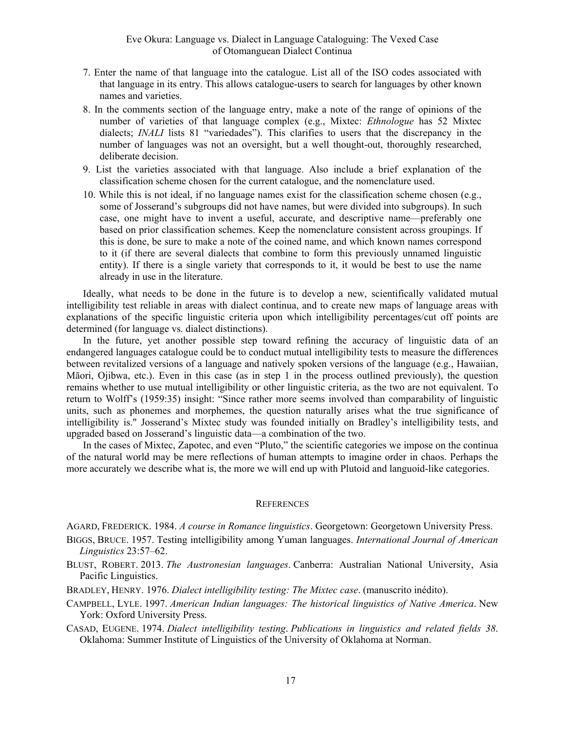7. Enter the name of that language into the catalogue. List all of the ISO codes associated with that language in its entry. This allows catalogue-users to search for languages by other known names and varieties.
8. In the comments section of the language entry, make a note of the range of opinions of the number of varieties of that language complex (e.g., Mixtec: *Ethnologue* has 52 Mixtec dialects; *INALI* lists 81 "variedades"). This clarifies to users that the discrepancy in the number of languages was not an oversight, but a well thought-out, thoroughly researched, deliberate decision.
9. List the varieties associated with that language. Also include a brief explanation of the classification scheme chosen for the current catalogue, and the nomenclature used.
10. While this is not ideal, if no language names exist for the classification scheme chosen (e.g., some of Josserand's subgroups did not have names, but were divided into subgroups). In such case, one might have to invent a useful, accurate, and descriptive name—preferably one based on prior classification schemes. Keep the nomenclature consistent across groupings. If this is done, be sure to make a note of the coined name, and which known names correspond to it (if there are several dialects that combine to form this previously unnamed linguistic entity). If there is a single variety that corresponds to it, it would be best to use the name already in use in the literature.

Ideally, what needs to be done in the future is to develop a new, scientifically validated mutual intelligibility test reliable in areas with dialect continua, and to create new maps of language areas with explanations of the specific linguistic criteria upon which intelligibility percentages/cut off points are determined (for language vs. dialect distinctions).

In the future, yet another possible step toward refining the accuracy of linguistic data of an endangered languages catalogue could be to conduct mutual intelligibility tests to measure the differences between revitalized versions of a language and natively spoken versions of the language (e.g., Hawaiian, Māori, Ojibwa, etc.). Even in this case (as in step 1 in the process outlined previously), the question remains whether to use mutual intelligibility or other linguistic criteria, as the two are not equivalent. To return to Wolff's (1959:35) insight: "Since rather more seems involved than comparability of linguistic units, such as phonemes and morphemes, the question naturally arises what the true significance of intelligibility is." Josserand's Mixtec study was founded initially on Bradley's intelligibility tests, and upgraded based on Josserand's linguistic data—a combination of the two.

In the cases of Mixtec, Zapotec, and even "Pluto," the scientific categories we impose on the continua of the natural world may be mere reflections of human attempts to imagine order in chaos. Perhaps the more accurately we describe what is, the more we will end up with Plutoid and languoid-like categories.

## References

Agard, Frederick. 1984. *A course in Romance linguistics*. Georgetown: Georgetown University Press.

Biggs, Bruce. 1957. Testing intelligibility among Yuman languages. *International Journal of American Linguistics* 23:57–62.

Blust, Robert. 2013. *The Austronesian languages*. Canberra: Australian National University, Asia Pacific Linguistics.

Bradley, Henry. 1976. *Dialect intelligibility testing: The Mixtec case*. (manuscrito inédito).

Campbell, Lyle. 1997. *American Indian languages: The historical linguistics of Native America*. New York: Oxford University Press.

Casad, Eugene. 1974. *Dialect intelligibility testing*. *Publications in linguistics and related fields 38*. Oklahoma: Summer Institute of Linguistics of the University of Oklahoma at Norman.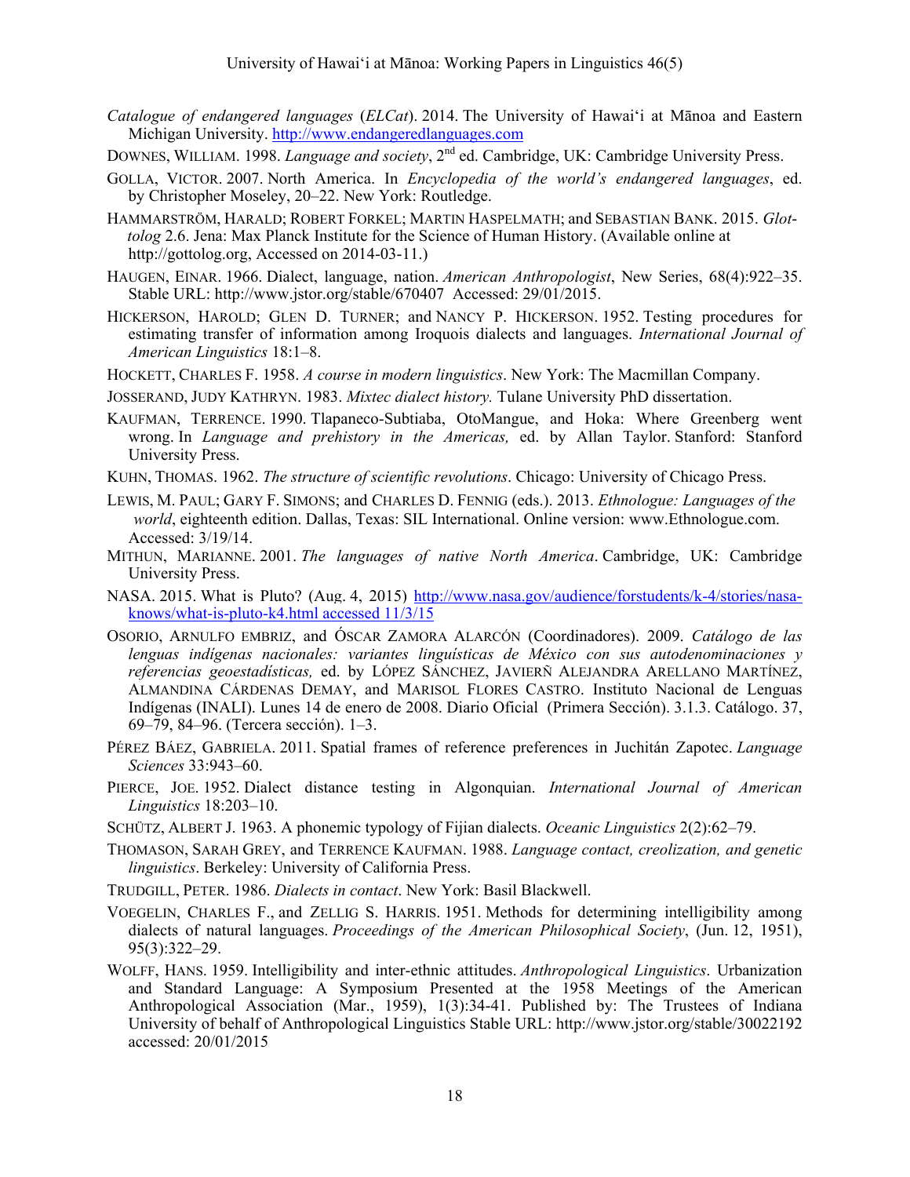*Catalogue of endangered languages* (*ELCat*). 2014. The University of Hawaiʻi at Mānoa and Eastern Michigan University. http://www.endangeredlanguages.com

DOWNES, WILLIAM. 1998. *Language and society*, 2nd ed. Cambridge, UK: Cambridge University Press.

GOLLA, VICTOR. 2007. North America. In *Encyclopedia of the world's endangered languages*, ed. by Christopher Moseley, 20–22. New York: Routledge.

HAMMARSTRÖM, HARALD; ROBERT FORKEL; MARTIN HASPELMATH; and SEBASTIAN BANK. 2015. *Glottolog* 2.6. Jena: Max Planck Institute for the Science of Human History. (Available online at http://gottolog.org, Accessed on 2014-03-11.)

HAUGEN, EINAR. 1966. Dialect, language, nation. *American Anthropologist*, New Series, 68(4):922–35. Stable URL: http://www.jstor.org/stable/670407 Accessed: 29/01/2015.

HICKERSON, HAROLD; GLEN D. TURNER; and NANCY P. HICKERSON. 1952. Testing procedures for estimating transfer of information among Iroquois dialects and languages. *International Journal of American Linguistics* 18:1–8.

HOCKETT, CHARLES F. 1958. *A course in modern linguistics*. New York: The Macmillan Company.

JOSSERAND, JUDY KATHRYN. 1983. *Mixtec dialect history.* Tulane University PhD dissertation.

KAUFMAN, TERRENCE. 1990. Tlapaneco-Subtiaba, OtoMangue, and Hoka: Where Greenberg went wrong. In *Language and prehistory in the Americas,* ed. by Allan Taylor. Stanford: Stanford University Press.

KUHN, THOMAS. 1962. *The structure of scientific revolutions*. Chicago: University of Chicago Press.

LEWIS, M. PAUL; GARY F. SIMONS; and CHARLES D. FENNIG (eds.). 2013. *Ethnologue: Languages of the world*, eighteenth edition. Dallas, Texas: SIL International. Online version: www.Ethnologue.com. Accessed: 3/19/14.

MITHUN, MARIANNE. 2001. *The languages of native North America*. Cambridge, UK: Cambridge University Press.

NASA. 2015. What is Pluto? (Aug. 4, 2015) http://www.nasa.gov/audience/forstudents/k-4/stories/nasa-knows/what-is-pluto-k4.html accessed 11/3/15

OSORIO, ARNULFO EMBRIZ, and ÓSCAR ZAMORA ALARCÓN (Coordinadores). 2009. *Catálogo de las lenguas indígenas nacionales: variantes lingüísticas de México con sus autodenominaciones y referencias geoestadísticas,* ed. by LÓPEZ SÁNCHEZ, JAVIERÑ ALEJANDRA ARELLANO MARTÍNEZ, ALMANDINA CÁRDENAS DEMAY, and MARISOL FLORES CASTRO. Instituto Nacional de Lenguas Indígenas (INALI). Lunes 14 de enero de 2008. Diario Oficial (Primera Sección). 3.1.3. Catálogo. 37, 69–79, 84–96. (Tercera sección). 1–3.

PÉREZ BÁEZ, GABRIELA. 2011. Spatial frames of reference preferences in Juchitán Zapotec. *Language Sciences* 33:943–60.

PIERCE, JOE. 1952. Dialect distance testing in Algonquian. *International Journal of American Linguistics* 18:203–10.

SCHÜTZ, ALBERT J. 1963. A phonemic typology of Fijian dialects. *Oceanic Linguistics* 2(2):62–79.

THOMASON, SARAH GREY, and TERRENCE KAUFMAN. 1988. *Language contact, creolization, and genetic linguistics*. Berkeley: University of California Press.

TRUDGILL, PETER. 1986. *Dialects in contact*. New York: Basil Blackwell.

VOEGELIN, CHARLES F., and ZELLIG S. HARRIS. 1951. Methods for determining intelligibility among dialects of natural languages. *Proceedings of the American Philosophical Society*, (Jun. 12, 1951), 95(3):322–29.

WOLFF, HANS. 1959. Intelligibility and inter-ethnic attitudes. *Anthropological Linguistics*. Urbanization and Standard Language: A Symposium Presented at the 1958 Meetings of the American Anthropological Association (Mar., 1959), 1(3):34-41. Published by: The Trustees of Indiana University of behalf of Anthropological Linguistics Stable URL: http://www.jstor.org/stable/30022192 accessed: 20/01/2015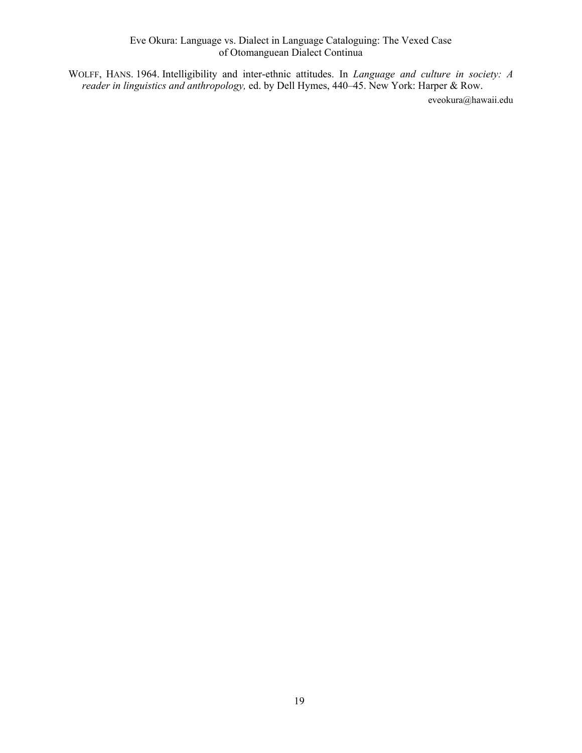WOLFF, HANS. 1964. Intelligibility and inter-ethnic attitudes. In *Language and culture in society: A reader in linguistics and anthropology,* ed. by Dell Hymes, 440–45. New York: Harper & Row.

eveokura@hawaii.edu